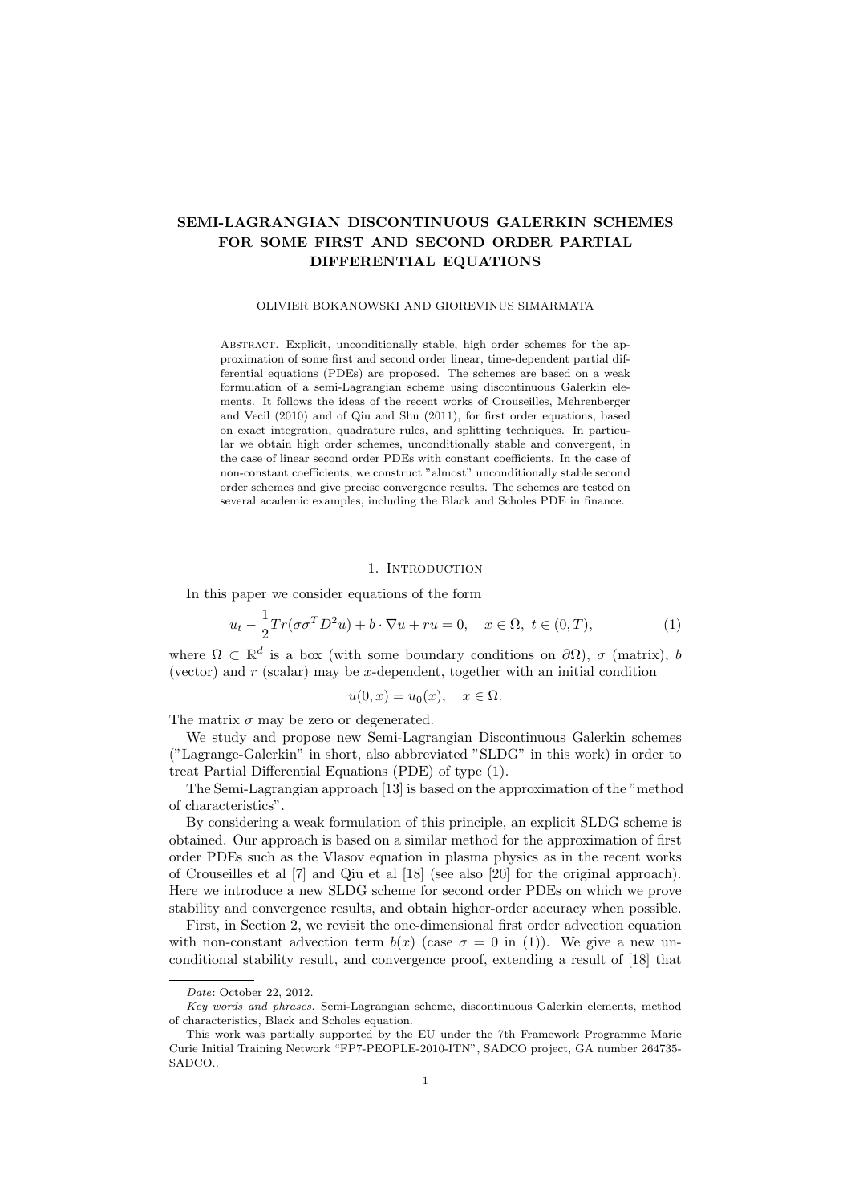# SEMI-LAGRANGIAN DISCONTINUOUS GALERKIN SCHEMES FOR SOME FIRST AND SECOND ORDER PARTIAL DIFFERENTIAL EQUATIONS

OLIVIER BOKANOWSKI AND GIOREVINUS SIMARMATA

Abstract. Explicit, unconditionally stable, high order schemes for the approximation of some first and second order linear, time-dependent partial differential equations (PDEs) are proposed. The schemes are based on a weak formulation of a semi-Lagrangian scheme using discontinuous Galerkin elements. It follows the ideas of the recent works of Crouseilles, Mehrenberger and Vecil (2010) and of Qiu and Shu (2011), for first order equations, based on exact integration, quadrature rules, and splitting techniques. In particular we obtain high order schemes, unconditionally stable and convergent, in the case of linear second order PDEs with constant coefficients. In the case of non-constant coefficients, we construct "almost" unconditionally stable second order schemes and give precise convergence results. The schemes are tested on several academic examples, including the Black and Scholes PDE in finance.

## 1. Introduction

In this paper we consider equations of the form

$$u_t - \frac{1}{2}Tr(\sigma\sigma^T D^2 u) + b \cdot \nabla u + ru = 0, \quad x \in \Omega,\ t \in (0,T), \tag{1}$$

where $\Omega \subset \mathbb{R}^d$ is a box (with some boundary conditions on $\partial\Omega$), $\sigma$ (matrix), $b$ (vector) and $r$ (scalar) may be $x$-dependent, together with an initial condition

$$u(0,x) = u_0(x), \quad x \in \Omega.$$

The matrix $\sigma$ may be zero or degenerated.

We study and propose new Semi-Lagrangian Discontinuous Galerkin schemes ("Lagrange-Galerkin" in short, also abbreviated "SLDG" in this work) in order to treat Partial Differential Equations (PDE) of type (1).

The Semi-Lagrangian approach [13] is based on the approximation of the "method of characteristics".

By considering a weak formulation of this principle, an explicit SLDG scheme is obtained. Our approach is based on a similar method for the approximation of first order PDEs such as the Vlasov equation in plasma physics as in the recent works of Crouseilles et al [7] and Qiu et al [18] (see also [20] for the original approach). Here we introduce a new SLDG scheme for second order PDEs on which we prove stability and convergence results, and obtain higher-order accuracy when possible.

First, in Section 2, we revisit the one-dimensional first order advection equation with non-constant advection term $b(x)$ (case $\sigma = 0$ in (1)). We give a new unconditional stability result, and convergence proof, extending a result of [18] that

---

*Date*: October 22, 2012.

*Key words and phrases.* Semi-Lagrangian scheme, discontinuous Galerkin elements, method of characteristics, Black and Scholes equation.

This work was partially supported by the EU under the 7th Framework Programme Marie Curie Initial Training Network "FP7-PEOPLE-2010-ITN", SADCO project, GA number 264735-SADCO..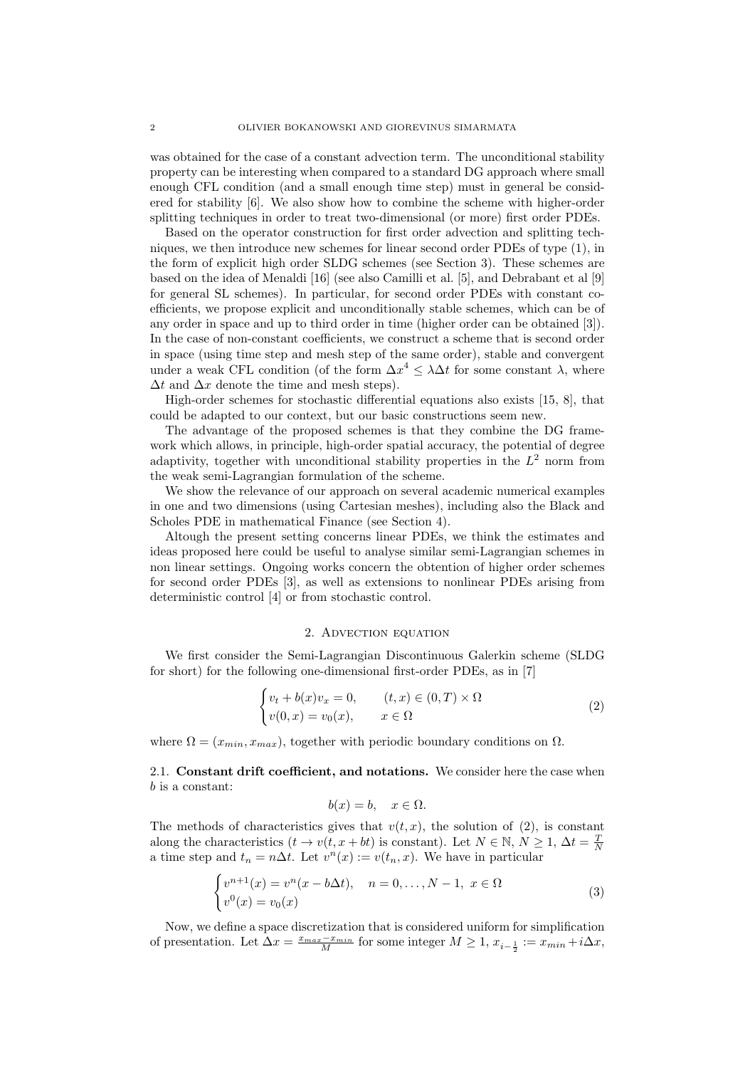was obtained for the case of a constant advection term. The unconditional stability property can be interesting when compared to a standard DG approach where small enough CFL condition (and a small enough time step) must in general be considered for stability [6]. We also show how to combine the scheme with higher-order splitting techniques in order to treat two-dimensional (or more) first order PDEs.

Based on the operator construction for first order advection and splitting techniques, we then introduce new schemes for linear second order PDEs of type (1), in the form of explicit high order SLDG schemes (see Section 3). These schemes are based on the idea of Menaldi [16] (see also Camilli et al. [5], and Debrabant et al [9] for general SL schemes). In particular, for second order PDEs with constant coefficients, we propose explicit and unconditionally stable schemes, which can be of any order in space and up to third order in time (higher order can be obtained [3]). In the case of non-constant coefficients, we construct a scheme that is second order in space (using time step and mesh step of the same order), stable and convergent under a weak CFL condition (of the form $\Delta x^4 \leq \lambda \Delta t$ for some constant $\lambda$, where $\Delta t$ and $\Delta x$ denote the time and mesh steps).

High-order schemes for stochastic differential equations also exists [15, 8], that could be adapted to our context, but our basic constructions seem new.

The advantage of the proposed schemes is that they combine the DG framework which allows, in principle, high-order spatial accuracy, the potential of degree adaptivity, together with unconditional stability properties in the $L^2$ norm from the weak semi-Lagrangian formulation of the scheme.

We show the relevance of our approach on several academic numerical examples in one and two dimensions (using Cartesian meshes), including also the Black and Scholes PDE in mathematical Finance (see Section 4).

Altough the present setting concerns linear PDEs, we think the estimates and ideas proposed here could be useful to analyse similar semi-Lagrangian schemes in non linear settings. Ongoing works concern the obtention of higher order schemes for second order PDEs [3], as well as extensions to nonlinear PDEs arising from deterministic control [4] or from stochastic control.

## 2. Advection equation

We first consider the Semi-Lagrangian Discontinuous Galerkin scheme (SLDG for short) for the following one-dimensional first-order PDEs, as in [7]

$$\begin{cases} v_t + b(x)v_x = 0, & (t,x) \in (0,T) \times \Omega \\ v(0,x) = v_0(x), & x \in \Omega \end{cases} \tag{2}$$

where $\Omega = (x_{min}, x_{max})$, together with periodic boundary conditions on $\Omega$.

### 2.1. Constant drift coefficient, and notations.

We consider here the case when $b$ is a constant:

$$b(x) = b, \quad x \in \Omega.$$

The methods of characteristics gives that $v(t,x)$, the solution of (2), is constant along the characteristics ($t \to v(t, x + bt)$ is constant). Let $N \in \mathbb{N}$, $N \geq 1$, $\Delta t = \frac{T}{N}$ a time step and $t_n = n\Delta t$. Let $v^n(x) := v(t_n, x)$. We have in particular

$$\begin{cases} v^{n+1}(x) = v^n(x - b\Delta t), & n = 0, \ldots, N-1, \ x \in \Omega \\ v^0(x) = v_0(x) \end{cases} \tag{3}$$

Now, we define a space discretization that is considered uniform for simplification of presentation. Let $\Delta x = \frac{x_{max} - x_{min}}{M}$ for some integer $M \geq 1$, $x_{i-\frac{1}{2}} := x_{min} + i\Delta x$,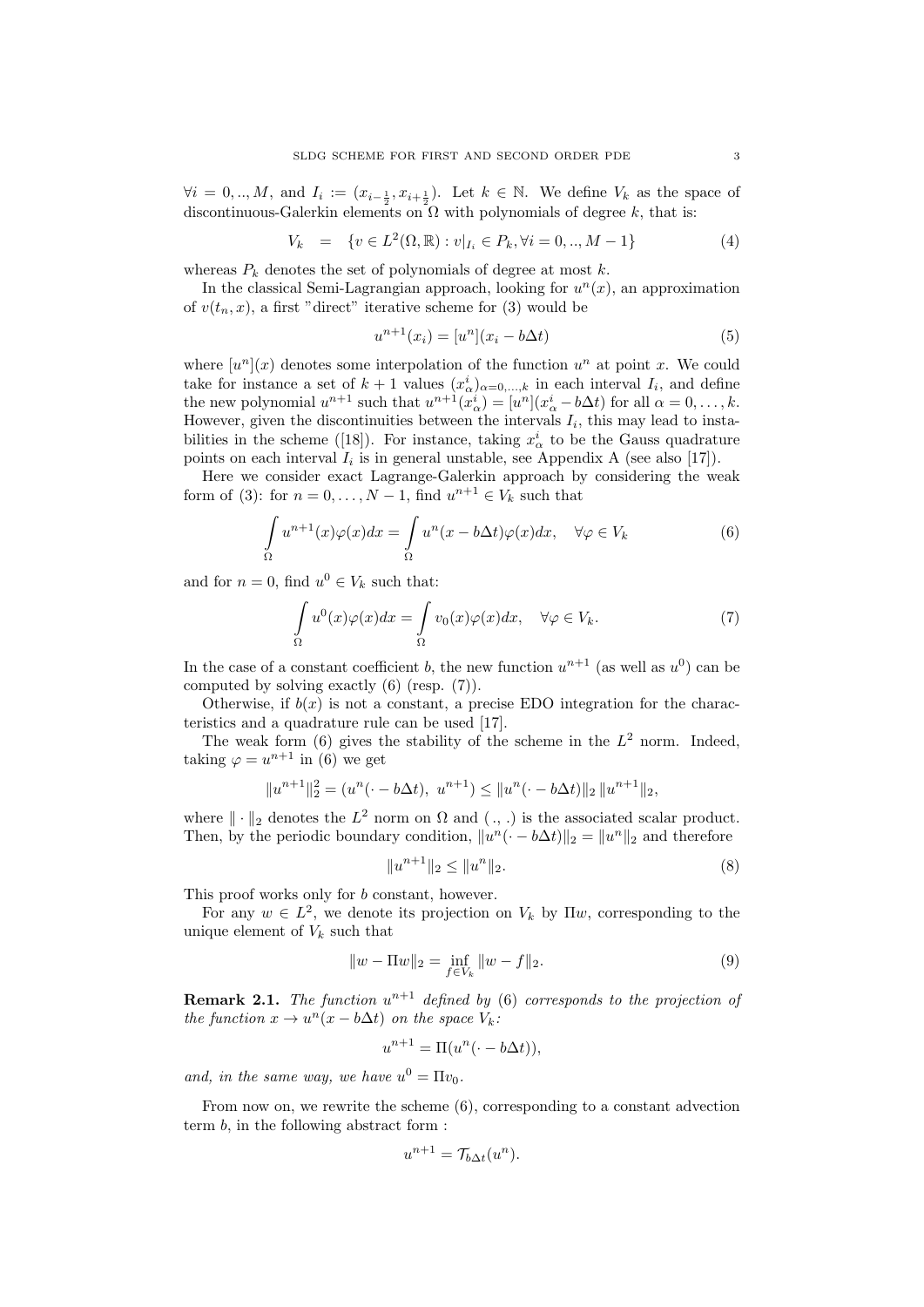$\forall i = 0,..,M$, and $I_i := (x_{i-\frac{1}{2}}, x_{i+\frac{1}{2}})$. Let $k \in \mathbb{N}$. We define $V_k$ as the space of discontinuous-Galerkin elements on $\Omega$ with polynomials of degree $k$, that is:

$$V_k \quad = \quad \{v \in L^2(\Omega, \mathbb{R}) : v|_{I_i} \in P_k, \forall i = 0,..,M-1\} \tag{4}$$

whereas $P_k$ denotes the set of polynomials of degree at most $k$.

In the classical Semi-Lagrangian approach, looking for $u^n(x)$, an approximation of $v(t_n, x)$, a first "direct" iterative scheme for (3) would be

$$u^{n+1}(x_i) = [u^n](x_i - b\Delta t) \tag{5}$$

where $[u^n](x)$ denotes some interpolation of the function $u^n$ at point $x$. We could take for instance a set of $k+1$ values $(x^i_\alpha)_{\alpha=0,...,k}$ in each interval $I_i$, and define the new polynomial $u^{n+1}$ such that $u^{n+1}(x^i_\alpha) = [u^n](x^i_\alpha - b\Delta t)$ for all $\alpha = 0, \dots, k$. However, given the discontinuities between the intervals $I_i$, this may lead to instabilities in the scheme ([18]). For instance, taking $x^i_\alpha$ to be the Gauss quadrature points on each interval $I_i$ is in general unstable, see Appendix A (see also [17]).

Here we consider exact Lagrange-Galerkin approach by considering the weak form of (3): for $n = 0, \dots, N-1$, find $u^{n+1} \in V_k$ such that

$$\int_\Omega u^{n+1}(x)\varphi(x)dx = \int_\Omega u^n(x - b\Delta t)\varphi(x)dx, \quad \forall \varphi \in V_k \tag{6}$$

and for $n = 0$, find $u^0 \in V_k$ such that:

$$\int_\Omega u^0(x)\varphi(x)dx = \int_\Omega v_0(x)\varphi(x)dx, \quad \forall \varphi \in V_k. \tag{7}$$

In the case of a constant coefficient $b$, the new function $u^{n+1}$ (as well as $u^0$) can be computed by solving exactly (6) (resp. (7)).

Otherwise, if $b(x)$ is not a constant, a precise EDO integration for the characteristics and a quadrature rule can be used [17].

The weak form (6) gives the stability of the scheme in the $L^2$ norm. Indeed, taking $\varphi = u^{n+1}$ in (6) we get

$$\|u^{n+1}\|_2^2 = (u^n(\cdot - b\Delta t),\ u^{n+1}) \leq \|u^n(\cdot - b\Delta t)\|_2\, \|u^{n+1}\|_2,$$

where $\|\cdot\|_2$ denotes the $L^2$ norm on $\Omega$ and $(.,.)$ is the associated scalar product. Then, by the periodic boundary condition, $\|u^n(\cdot - b\Delta t)\|_2 = \|u^n\|_2$ and therefore

$$\|u^{n+1}\|_2 \leq \|u^n\|_2. \tag{8}$$

This proof works only for $b$ constant, however.

For any $w \in L^2$, we denote its projection on $V_k$ by $\Pi w$, corresponding to the unique element of $V_k$ such that

$$\|w - \Pi w\|_2 = \inf_{f \in V_k} \|w - f\|_2. \tag{9}$$

**Remark 2.1.** *The function $u^{n+1}$ defined by (6) corresponds to the projection of the function $x \to u^n(x - b\Delta t)$ on the space $V_k$:*

$$u^{n+1} = \Pi(u^n(\cdot - b\Delta t)),$$

*and, in the same way, we have $u^0 = \Pi v_0$.*

From now on, we rewrite the scheme (6), corresponding to a constant advection term $b$, in the following abstract form :

$$u^{n+1} = \mathcal{T}_{b\Delta t}(u^n).$$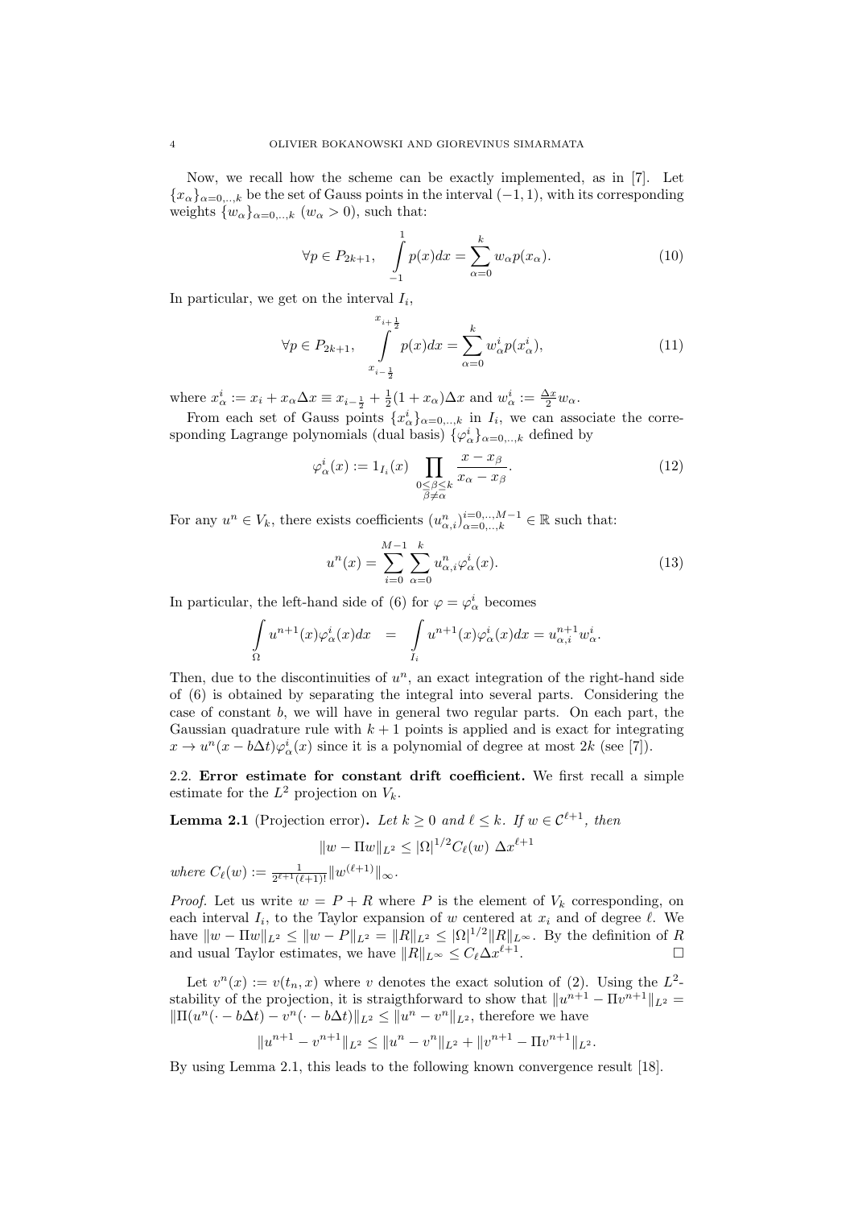Now, we recall how the scheme can be exactly implemented, as in [7]. Let $\{x_\alpha\}_{\alpha=0,..,k}$ be the set of Gauss points in the interval $(-1,1)$, with its corresponding weights $\{w_\alpha\}_{\alpha=0,..,k}$ ($w_\alpha > 0$), such that:

$$\forall p \in P_{2k+1}, \quad \int_{-1}^{1} p(x)dx = \sum_{\alpha=0}^{k} w_\alpha p(x_\alpha). \tag{10}$$

In particular, we get on the interval $I_i$,

$$\forall p \in P_{2k+1}, \quad \int_{x_{i-\frac{1}{2}}}^{x_{i+\frac{1}{2}}} p(x)dx = \sum_{\alpha=0}^{k} w_\alpha^i p(x_\alpha^i), \tag{11}$$

where $x_\alpha^i := x_i + x_\alpha \Delta x \equiv x_{i-\frac{1}{2}} + \frac{1}{2}(1+x_\alpha)\Delta x$ and $w_\alpha^i := \frac{\Delta x}{2} w_\alpha$.

From each set of Gauss points $\{x_\alpha^i\}_{\alpha=0,..,k}$ in $I_i$, we can associate the corresponding Lagrange polynomials (dual basis) $\{\varphi_\alpha^i\}_{\alpha=0,..,k}$ defined by

$$\varphi_\alpha^i(x) := 1_{I_i}(x) \prod_{\substack{0 \le \beta \le k \\ \beta \ne \alpha}} \frac{x - x_\beta}{x_\alpha - x_\beta}. \tag{12}$$

For any $u^n \in V_k$, there exists coefficients $(u_{\alpha,i}^n)_{\alpha=0,..,k}^{i=0,..,M-1} \in \mathbb{R}$ such that:

$$u^n(x) = \sum_{i=0}^{M-1} \sum_{\alpha=0}^{k} u_{\alpha,i}^n \varphi_\alpha^i(x). \tag{13}$$

In particular, the left-hand side of (6) for $\varphi = \varphi_\alpha^i$ becomes

$$\int_\Omega u^{n+1}(x)\varphi_\alpha^i(x)dx \;\; = \;\; \int_{I_i} u^{n+1}(x)\varphi_\alpha^i(x)dx = u_{\alpha,i}^{n+1} w_\alpha^i.$$

Then, due to the discontinuities of $u^n$, an exact integration of the right-hand side of (6) is obtained by separating the integral into several parts. Considering the case of constant $b$, we will have in general two regular parts. On each part, the Gaussian quadrature rule with $k+1$ points is applied and is exact for integrating $x \to u^n(x - b\Delta t)\varphi_\alpha^i(x)$ since it is a polynomial of degree at most $2k$ (see [7]).

## 2.2. Error estimate for constant drift coefficient.

We first recall a simple estimate for the $L^2$ projection on $V_k$.

**Lemma 2.1** (Projection error). *Let $k \ge 0$ and $\ell \le k$. If $w \in \mathcal{C}^{\ell+1}$, then*

$$\|w - \Pi w\|_{L^2} \le |\Omega|^{1/2} C_\ell(w)\ \Delta x^{\ell+1}$$

*where $C_\ell(w) := \frac{1}{2^{\ell+1}(\ell+1)!}\|w^{(\ell+1)}\|_\infty$.*

*Proof.* Let us write $w = P + R$ where $P$ is the element of $V_k$ corresponding, on each interval $I_i$, to the Taylor expansion of $w$ centered at $x_i$ and of degree $\ell$. We have $\|w - \Pi w\|_{L^2} \le \|w - P\|_{L^2} = \|R\|_{L^2} \le |\Omega|^{1/2}\|R\|_{L^\infty}$. By the definition of $R$ and usual Taylor estimates, we have $\|R\|_{L^\infty} \le C_\ell \Delta x^{\ell+1}$. □

Let $v^n(x) := v(t_n, x)$ where $v$ denotes the exact solution of (2). Using the $L^2$-stability of the projection, it is straigthforward to show that $\|u^{n+1} - \Pi v^{n+1}\|_{L^2} = \|\Pi(u^n(\cdot - b\Delta t) - v^n(\cdot - b\Delta t)\|_{L^2} \le \|u^n - v^n\|_{L^2}$, therefore we have

$$\|u^{n+1} - v^{n+1}\|_{L^2} \le \|u^n - v^n\|_{L^2} + \|v^{n+1} - \Pi v^{n+1}\|_{L^2}.$$

By using Lemma 2.1, this leads to the following known convergence result [18].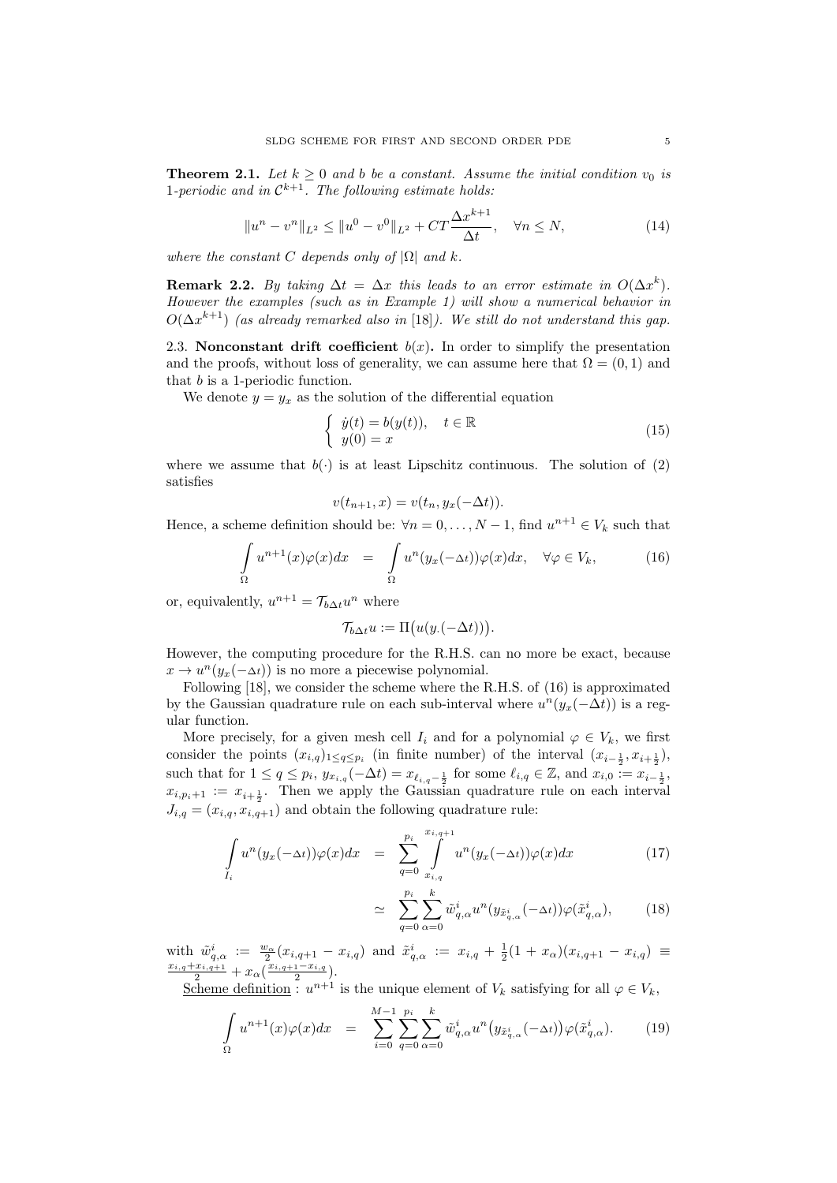**Theorem 2.1.** *Let $k \geq 0$ and $b$ be a constant. Assume the initial condition $v_0$ is 1-periodic and in $\mathcal{C}^{k+1}$. The following estimate holds:*

$$\|u^n - v^n\|_{L^2} \leq \|u^0 - v^0\|_{L^2} + CT\frac{\Delta x^{k+1}}{\Delta t}, \quad \forall n \leq N, \tag{14}$$

*where the constant $C$ depends only of $|\Omega|$ and $k$.*

**Remark 2.2.** *By taking $\Delta t = \Delta x$ this leads to an error estimate in $O(\Delta x^k)$. However the examples (such as in Example 1) will show a numerical behavior in $O(\Delta x^{k+1})$ (as already remarked also in [18]). We still do not understand this gap.*

2.3. **Nonconstant drift coefficient $b(x)$.** In order to simplify the presentation and the proofs, without loss of generality, we can assume here that $\Omega = (0,1)$ and that $b$ is a 1-periodic function.

We denote $y = y_x$ as the solution of the differential equation

$$\begin{cases} \dot{y}(t) = b(y(t)), & t \in \mathbb{R} \\ y(0) = x \end{cases} \tag{15}$$

where we assume that $b(\cdot)$ is at least Lipschitz continuous. The solution of (2) satisfies

$$v(t_{n+1}, x) = v(t_n, y_x(-\Delta t)).$$

Hence, a scheme definition should be: $\forall n = 0, \ldots, N-1$, find $u^{n+1} \in V_k$ such that

$$\int_\Omega u^{n+1}(x)\varphi(x)dx \quad = \quad \int_\Omega u^n(y_x(-\Delta t))\varphi(x)dx, \quad \forall \varphi \in V_k, \tag{16}$$

or, equivalently, $u^{n+1} = \mathcal{T}_{b\Delta t} u^n$ where

$$\mathcal{T}_{b\Delta t} u := \Pi\big(u(y_\cdot(-\Delta t))\big).$$

However, the computing procedure for the R.H.S. can no more be exact, because $x \to u^n(y_x(-\Delta t))$ is no more a piecewise polynomial.

Following [18], we consider the scheme where the R.H.S. of (16) is approximated by the Gaussian quadrature rule on each sub-interval where $u^n(y_x(-\Delta t))$ is a regular function.

More precisely, for a given mesh cell $I_i$ and for a polynomial $\varphi \in V_k$, we first consider the points $(x_{i,q})_{1 \leq q \leq p_i}$ (in finite number) of the interval $(x_{i-\frac{1}{2}}, x_{i+\frac{1}{2}})$, such that for $1 \leq q \leq p_i$, $y_{x_{i,q}}(-\Delta t) = x_{\ell_{i,q}-\frac{1}{2}}$ for some $\ell_{i,q} \in \mathbb{Z}$, and $x_{i,0} := x_{i-\frac{1}{2}}$, $x_{i,p_i+1} := x_{i+\frac{1}{2}}$. Then we apply the Gaussian quadrature rule on each interval $J_{i,q} = (x_{i,q}, x_{i,q+1})$ and obtain the following quadrature rule:

$$\int_{I_i} u^n(y_x(-\Delta t))\varphi(x)dx \quad = \quad \sum_{q=0}^{p_i} \int_{x_{i,q}}^{x_{i,q+1}} u^n(y_x(-\Delta t))\varphi(x)dx \tag{17}$$

$$\simeq \quad \sum_{q=0}^{p_i}\sum_{\alpha=0}^{k} \tilde{w}^i_{q,\alpha} u^n(y_{\tilde{x}^i_{q,\alpha}}(-\Delta t))\varphi(\tilde{x}^i_{q,\alpha}), \tag{18}$$

with $\tilde{w}^i_{q,\alpha} := \frac{w_\alpha}{2}(x_{i,q+1} - x_{i,q})$ and $\tilde{x}^i_{q,\alpha} := x_{i,q} + \frac{1}{2}(1 + x_\alpha)(x_{i,q+1} - x_{i,q}) \equiv \frac{x_{i,q}+x_{i,q+1}}{2} + x_\alpha(\frac{x_{i,q+1}-x_{i,q}}{2})$.

Scheme definition : $u^{n+1}$ is the unique element of $V_k$ satisfying for all $\varphi \in V_k$,

$$\int_\Omega u^{n+1}(x)\varphi(x)dx \quad = \quad \sum_{i=0}^{M-1}\sum_{q=0}^{p_i}\sum_{\alpha=0}^{k} \tilde{w}^i_{q,\alpha} u^n\big(y_{\tilde{x}^i_{q,\alpha}}(-\Delta t)\big)\varphi(\tilde{x}^i_{q,\alpha}). \tag{19}$$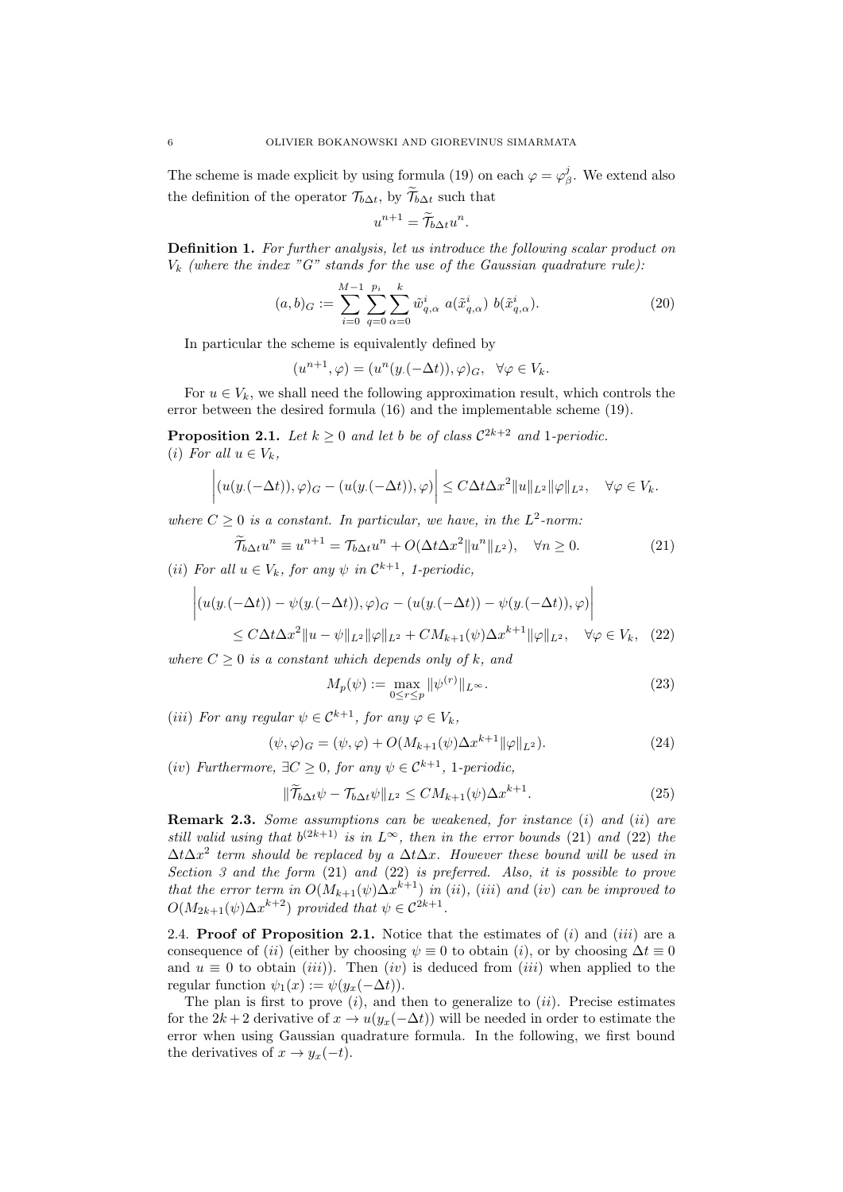The scheme is made explicit by using formula (19) on each $\varphi = \varphi^j_\beta$. We extend also the definition of the operator $\mathcal{T}_{b\Delta t}$, by $\widetilde{\mathcal{T}}_{b\Delta t}$ such that

$$u^{n+1} = \widetilde{\mathcal{T}}_{b\Delta t} u^n.$$

**Definition 1.** *For further analysis, let us introduce the following scalar product on $V_k$ (where the index "G" stands for the use of the Gaussian quadrature rule):*

$$(a, b)_G := \sum_{i=0}^{M-1} \sum_{q=0}^{p_i} \sum_{\alpha=0}^{k} \tilde{w}^i_{q,\alpha}\ a(\tilde{x}^i_{q,\alpha})\ b(\tilde{x}^i_{q,\alpha}). \tag{20}$$

In particular the scheme is equivalently defined by

$$(u^{n+1}, \varphi) = (u^n(y_{\cdot}(-\Delta t)), \varphi)_G, \quad \forall \varphi \in V_k.$$

For $u \in V_k$, we shall need the following approximation result, which controls the error between the desired formula (16) and the implementable scheme (19).

**Proposition 2.1.** *Let $k \geq 0$ and let $b$ be of class $\mathcal{C}^{2k+2}$ and 1-periodic.*
*(i) For all $u \in V_k$,*

$$\left| (u(y_{\cdot}(-\Delta t)), \varphi)_G - (u(y_{\cdot}(-\Delta t)), \varphi) \right| \leq C \Delta t \Delta x^2 \|u\|_{L^2} \|\varphi\|_{L^2}, \quad \forall \varphi \in V_k.$$

*where $C \geq 0$ is a constant. In particular, we have, in the $L^2$-norm:*

$$\widetilde{\mathcal{T}}_{b\Delta t} u^n \equiv u^{n+1} = \mathcal{T}_{b\Delta t} u^n + O(\Delta t \Delta x^2 \|u^n\|_{L^2}), \quad \forall n \geq 0. \tag{21}$$

*(ii) For all $u \in V_k$, for any $\psi$ in $\mathcal{C}^{k+1}$, 1-periodic,*

$$\begin{aligned} &\left| (u(y_{\cdot}(-\Delta t)) - \psi(y_{\cdot}(-\Delta t)), \varphi)_G - (u(y_{\cdot}(-\Delta t)) - \psi(y_{\cdot}(-\Delta t)), \varphi) \right| \\ &\qquad \leq C \Delta t \Delta x^2 \|u - \psi\|_{L^2} \|\varphi\|_{L^2} + C M_{k+1}(\psi) \Delta x^{k+1} \|\varphi\|_{L^2}, \quad \forall \varphi \in V_k, \end{aligned} \tag{22}$$

*where $C \geq 0$ is a constant which depends only of $k$, and*

$$M_p(\psi) := \max_{0 \leq r \leq p} \|\psi^{(r)}\|_{L^\infty}. \tag{23}$$

*(iii) For any regular $\psi \in \mathcal{C}^{k+1}$, for any $\varphi \in V_k$,*

$$(\psi, \varphi)_G = (\psi, \varphi) + O(M_{k+1}(\psi) \Delta x^{k+1} \|\varphi\|_{L^2}). \tag{24}$$

*(iv) Furthermore, $\exists C \geq 0$, for any $\psi \in \mathcal{C}^{k+1}$, 1-periodic,*

$$\|\widetilde{\mathcal{T}}_{b\Delta t} \psi - \mathcal{T}_{b\Delta t} \psi\|_{L^2} \leq C M_{k+1}(\psi) \Delta x^{k+1}. \tag{25}$$

**Remark 2.3.** *Some assumptions can be weakened, for instance (i) and (ii) are still valid using that $b^{(2k+1)}$ is in $L^\infty$, then in the error bounds (21) and (22) the $\Delta t \Delta x^2$ term should be replaced by a $\Delta t \Delta x$. However these bound will be used in Section 3 and the form (21) and (22) is preferred. Also, it is possible to prove that the error term in $O(M_{k+1}(\psi) \Delta x^{k+1})$ in (ii), (iii) and (iv) can be improved to $O(M_{2k+1}(\psi) \Delta x^{k+2})$ provided that $\psi \in \mathcal{C}^{2k+1}$.*

2.4. **Proof of Proposition 2.1.** Notice that the estimates of (i) and (iii) are a consequence of (ii) (either by choosing $\psi \equiv 0$ to obtain (i), or by choosing $\Delta t \equiv 0$ and $u \equiv 0$ to obtain (iii)). Then (iv) is deduced from (iii) when applied to the regular function $\psi_1(x) := \psi(y_x(-\Delta t))$.

The plan is first to prove (i), and then to generalize to (ii). Precise estimates for the $2k+2$ derivative of $x \to u(y_x(-\Delta t))$ will be needed in order to estimate the error when using Gaussian quadrature formula. In the following, we first bound the derivatives of $x \to y_x(-t)$.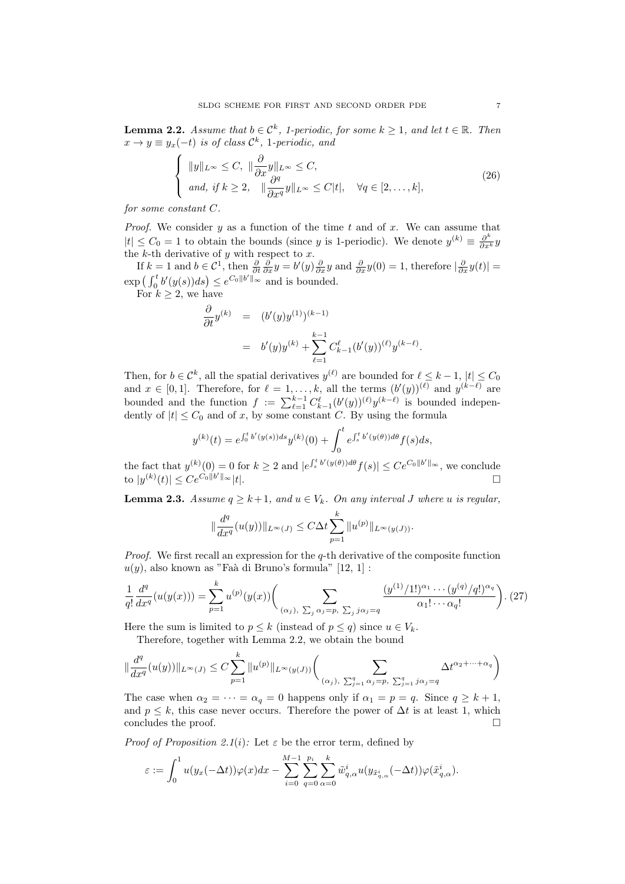**Lemma 2.2.** *Assume that $b \in \mathcal{C}^k$, 1-periodic, for some $k \geq 1$, and let $t \in \mathbb{R}$. Then $x \to y \equiv y_x(-t)$ is of class $\mathcal{C}^k$, 1-periodic, and*

$$\left\{ \begin{array}{l} \|y\|_{L^\infty} \leq C, \ \|\frac{\partial}{\partial x} y\|_{L^\infty} \leq C, \\ \text{and, if } k \geq 2, \quad \|\frac{\partial^q}{\partial x^q} y\|_{L^\infty} \leq C|t|, \quad \forall q \in [2, \dots, k], \end{array} \right. \tag{26}$$

*for some constant $C$.*

*Proof.* We consider $y$ as a function of the time $t$ and of $x$. We can assume that $|t| \leq C_0 = 1$ to obtain the bounds (since $y$ is 1-periodic). We denote $y^{(k)} \equiv \frac{\partial^k}{\partial x^k} y$ the $k$-th derivative of $y$ with respect to $x$.

If $k = 1$ and $b \in \mathcal{C}^1$, then $\frac{\partial}{\partial t} \frac{\partial}{\partial x} y = b'(y) \frac{\partial}{\partial x} y$ and $\frac{\partial}{\partial x} y(0) = 1$, therefore $|\frac{\partial}{\partial x} y(t)| = \exp\left( \int_0^t b'(y(s)) ds \right) \leq e^{C_0 \|b'\|_\infty}$ and is bounded.

For $k \geq 2$, we have

$$\begin{aligned} \frac{\partial}{\partial t} y^{(k)} &= (b'(y) y^{(1)})^{(k-1)} \\ &= b'(y) y^{(k)} + \sum_{\ell=1}^{k-1} C_{k-1}^\ell (b'(y))^{(\ell)} y^{(k-\ell)}. \end{aligned}$$

Then, for $b \in \mathcal{C}^k$, all the spatial derivatives $y^{(\ell)}$ are bounded for $\ell \leq k-1$, $|t| \leq C_0$ and $x \in [0,1]$. Therefore, for $\ell = 1, \dots, k$, all the terms $(b'(y))^{(\ell)}$ and $y^{(k-\ell)}$ are bounded and the function $f := \sum_{\ell=1}^{k-1} C_{k-1}^\ell (b'(y))^{(\ell)} y^{(k-\ell)}$ is bounded independently of $|t| \leq C_0$ and of $x$, by some constant $C$. By using the formula

$$y^{(k)}(t) = e^{\int_0^t b'(y(s)) ds} y^{(k)}(0) + \int_0^t e^{\int_s^t b'(y(\theta)) d\theta} f(s) ds,$$

the fact that $y^{(k)}(0) = 0$ for $k \geq 2$ and $|e^{\int_s^t b'(y(\theta)) d\theta} f(s)| \leq C e^{C_0 \|b'\|_\infty}$, we conclude to $|y^{(k)}(t)| \leq C e^{C_0 \|b'\|_\infty} |t|$. □

**Lemma 2.3.** *Assume $q \geq k+1$, and $u \in V_k$. On any interval $J$ where $u$ is regular,*

$$\|\frac{d^q}{dx^q}(u(y))\|_{L^\infty(J)} \leq C \Delta t \sum_{p=1}^k \|u^{(p)}\|_{L^\infty(y(J))}.$$

*Proof.* We first recall an expression for the $q$-th derivative of the composite function $u(y)$, also known as "Faà di Bruno's formula" [12, 1] :

$$\frac{1}{q!} \frac{d^q}{dx^q}(u(y(x))) = \sum_{p=1}^k u^{(p)}(y(x)) \left( \sum_{(\alpha_j),\ \sum_j \alpha_j = p,\ \sum_j j\alpha_j = q} \frac{(y^{(1)}/1!)^{\alpha_1} \cdots (y^{(q)}/q!)^{\alpha_q}}{\alpha_1! \cdots \alpha_q!} \right). \tag{27}$$

Here the sum is limited to $p \leq k$ (instead of $p \leq q$) since $u \in V_k$.

Therefore, together with Lemma 2.2, we obtain the bound

$$\|\frac{d^q}{dx^q}(u(y))\|_{L^\infty(J)} \leq C \sum_{p=1}^k \|u^{(p)}\|_{L^\infty(y(J))} \left( \sum_{(\alpha_j),\ \sum_{j=1}^q \alpha_j = p,\ \sum_{j=1}^q j\alpha_j = q} \Delta t^{\alpha_2 + \cdots + \alpha_q} \right)$$

The case when $\alpha_2 = \cdots = \alpha_q = 0$ happens only if $\alpha_1 = p = q$. Since $q \geq k+1$, and $p \leq k$, this case never occurs. Therefore the power of $\Delta t$ is at least 1, which concludes the proof. □

*Proof of Proposition 2.1(i):* Let $\varepsilon$ be the error term, defined by

$$\varepsilon := \int_0^1 u(y_x(-\Delta t)) \varphi(x) dx - \sum_{i=0}^{M-1} \sum_{q=0}^{p_i} \sum_{\alpha=0}^k \tilde{w}_{q,\alpha}^i u(y_{\tilde{x}_{q,\alpha}^i}(-\Delta t)) \varphi(\tilde{x}_{q,\alpha}^i).$$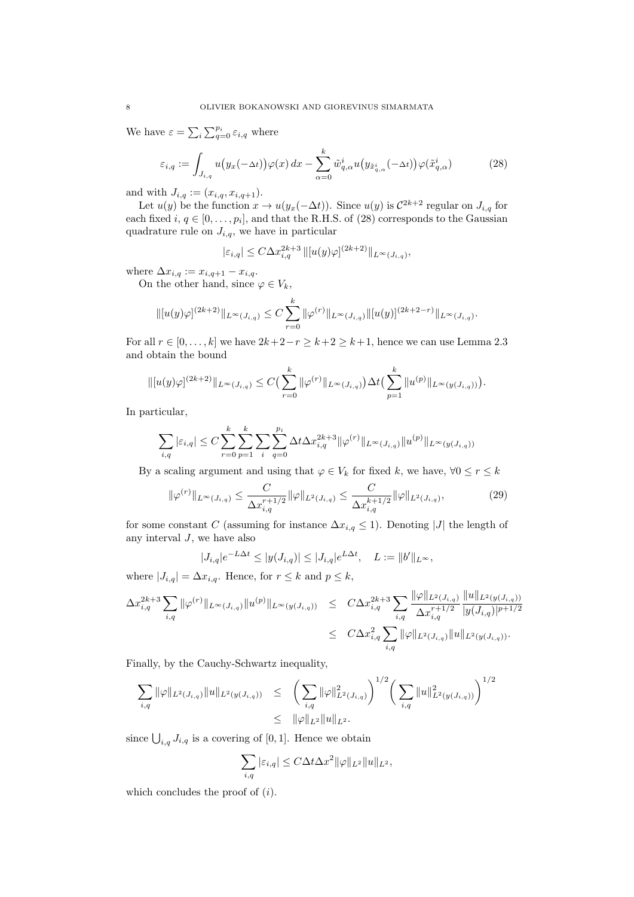We have $\varepsilon = \sum_i \sum_{q=0}^{p_i} \varepsilon_{i,q}$ where

$$\varepsilon_{i,q} := \int_{J_{i,q}} u\big(y_x(-\Delta t)\big)\varphi(x)\,dx - \sum_{\alpha=0}^{k} \tilde{w}^i_{q,\alpha} u\big(y_{\tilde{x}^i_{q,\alpha}}(-\Delta t)\big)\varphi(\tilde{x}^i_{q,\alpha}) \tag{28}$$

and with $J_{i,q} := (x_{i,q}, x_{i,q+1})$.

Let $u(y)$ be the function $x \to u(y_x(-\Delta t))$. Since $u(y)$ is $\mathcal{C}^{2k+2}$ regular on $J_{i,q}$ for each fixed $i$, $q \in [0,\ldots,p_i]$, and that the R.H.S. of (28) corresponds to the Gaussian quadrature rule on $J_{i,q}$, we have in particular

$$|\varepsilon_{i,q}| \le C\Delta x_{i,q}^{2k+3} \|[u(y)\varphi]^{(2k+2)}\|_{L^\infty(J_{i,q})},$$

where $\Delta x_{i,q} := x_{i,q+1} - x_{i,q}$.

On the other hand, since $\varphi \in V_k$,

$$\|[u(y)\varphi]^{(2k+2)}\|_{L^\infty(J_{i,q})} \le C\sum_{r=0}^{k} \|\varphi^{(r)}\|_{L^\infty(J_{i,q})} \|[u(y)]^{(2k+2-r)}\|_{L^\infty(J_{i,q})}.$$

For all $r \in [0,\ldots,k]$ we have $2k+2-r \ge k+2 \ge k+1$, hence we can use Lemma 2.3 and obtain the bound

$$\|[u(y)\varphi]^{(2k+2)}\|_{L^\infty(J_{i,q})} \le C\big(\sum_{r=0}^{k} \|\varphi^{(r)}\|_{L^\infty(J_{i,q})}\big)\Delta t\big(\sum_{p=1}^{k} \|u^{(p)}\|_{L^\infty(y(J_{i,q}))}\big).$$

In particular,

$$\sum_{i,q} |\varepsilon_{i,q}| \le C\sum_{r=0}^{k}\sum_{p=1}^{k}\sum_{i}\sum_{q=0}^{p_i} \Delta t \Delta x_{i,q}^{2k+3} \|\varphi^{(r)}\|_{L^\infty(J_{i,q})} \|u^{(p)}\|_{L^\infty(y(J_{i,q}))}$$

By a scaling argument and using that $\varphi \in V_k$ for fixed $k$, we have, $\forall 0 \le r \le k$

$$\|\varphi^{(r)}\|_{L^\infty(J_{i,q})} \le \frac{C}{\Delta x_{i,q}^{r+1/2}} \|\varphi\|_{L^2(J_{i,q})} \le \frac{C}{\Delta x_{i,q}^{k+1/2}} \|\varphi\|_{L^2(J_{i,q})}, \tag{29}$$

for some constant $C$ (assuming for instance $\Delta x_{i,q} \le 1$). Denoting $|J|$ the length of any interval $J$, we have also

$$|J_{i,q}|e^{-L\Delta t} \le |y(J_{i,q})| \le |J_{i,q}|e^{L\Delta t}, \quad L := \|b'\|_{L^\infty},$$

where $|J_{i,q}| = \Delta x_{i,q}$. Hence, for $r \le k$ and $p \le k$,

$$\begin{aligned}
\Delta x_{i,q}^{2k+3} \sum_{i,q} \|\varphi^{(r)}\|_{L^\infty(J_{i,q})} \|u^{(p)}\|_{L^\infty(y(J_{i,q}))} &\le C\Delta x_{i,q}^{2k+3} \sum_{i,q} \frac{\|\varphi\|_{L^2(J_{i,q})}}{\Delta x_{i,q}^{r+1/2}} \frac{\|u\|_{L^2(y(J_{i,q}))}}{|y(J_{i,q})|^{p+1/2}} \\
&\le C\Delta x_{i,q}^{2} \sum_{i,q} \|\varphi\|_{L^2(J_{i,q})} \|u\|_{L^2(y(J_{i,q}))}.
\end{aligned}$$

Finally, by the Cauchy-Schwartz inequality,

$$\begin{aligned}
\sum_{i,q} \|\varphi\|_{L^2(J_{i,q})} \|u\|_{L^2(y(J_{i,q}))} &\le \left(\sum_{i,q} \|\varphi\|^2_{L^2(J_{i,q})}\right)^{1/2} \left(\sum_{i,q} \|u\|^2_{L^2(y(J_{i,q}))}\right)^{1/2} \\
&\le \|\varphi\|_{L^2} \|u\|_{L^2}.
\end{aligned}$$

since $\bigcup_{i,q} J_{i,q}$ is a covering of $[0,1]$. Hence we obtain

$$\sum_{i,q} |\varepsilon_{i,q}| \le C\Delta t \Delta x^2 \|\varphi\|_{L^2} \|u\|_{L^2},$$

which concludes the proof of $(i)$.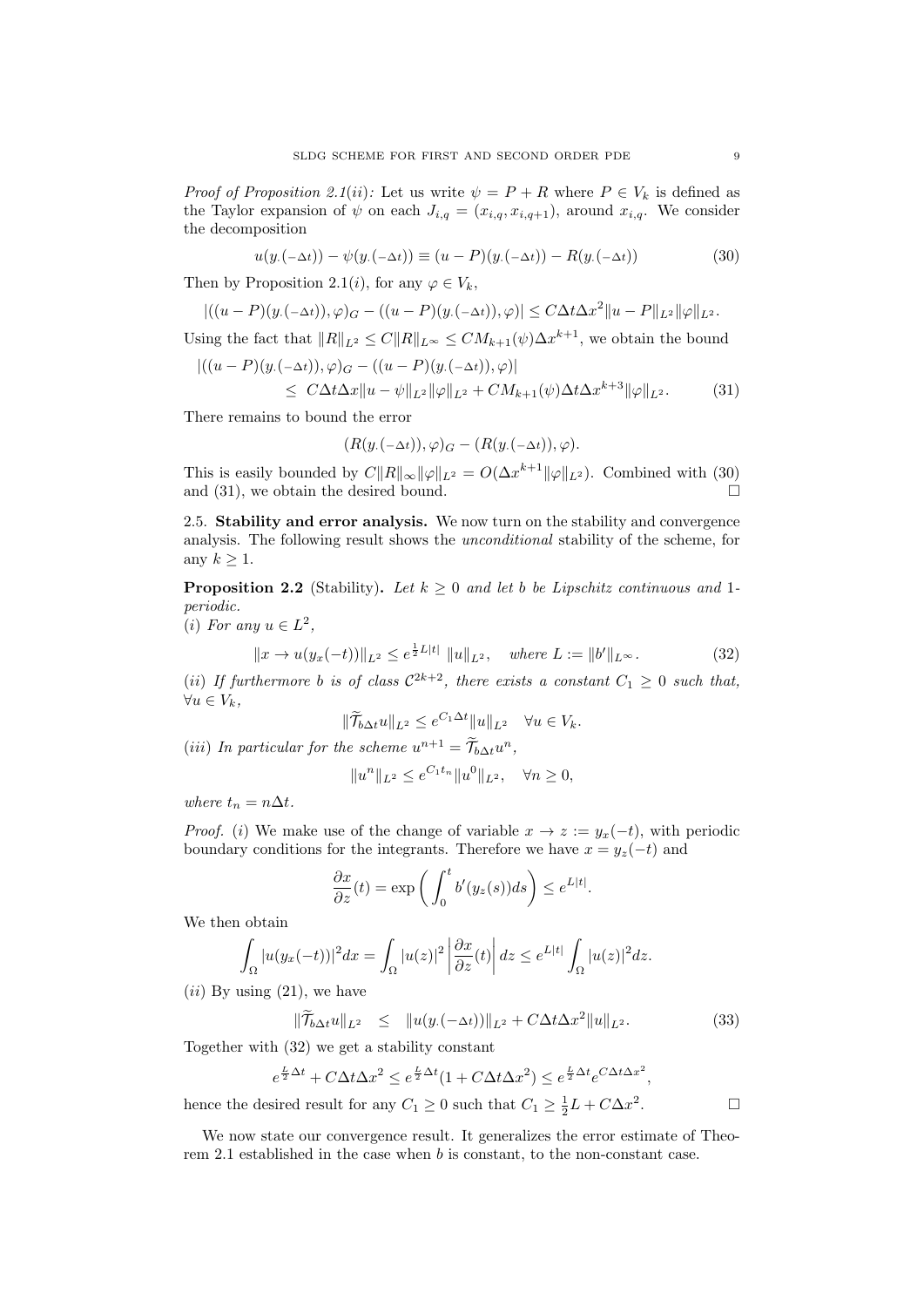*Proof of Proposition 2.1(ii):* Let us write $\psi = P + R$ where $P \in V_k$ is defined as the Taylor expansion of $\psi$ on each $J_{i,q} = (x_{i,q}, x_{i,q+1})$, around $x_{i,q}$. We consider the decomposition

$$u(y_\cdot(-\Delta t)) - \psi(y_\cdot(-\Delta t)) \equiv (u - P)(y_\cdot(-\Delta t)) - R(y_\cdot(-\Delta t)) \tag{30}$$

Then by Proposition 2.1(*i*), for any $\varphi \in V_k$,

$$|((u-P)(y_\cdot(-\Delta t)), \varphi)_G - ((u-P)(y_\cdot(-\Delta t)), \varphi)| \leq C\Delta t \Delta x^2 \|u - P\|_{L^2} \|\varphi\|_{L^2}.$$

Using the fact that $\|R\|_{L^2} \leq C\|R\|_{L^\infty} \leq CM_{k+1}(\psi)\Delta x^{k+1}$, we obtain the bound

$$\begin{aligned} |((u-P)(y_\cdot(-\Delta t)), \varphi)_G &- ((u-P)(y_\cdot(-\Delta t)), \varphi)| \\ &\leq C\Delta t \Delta x \|u - \psi\|_{L^2} \|\varphi\|_{L^2} + CM_{k+1}(\psi)\Delta t \Delta x^{k+3} \|\varphi\|_{L^2}. \end{aligned} \tag{31}$$

There remains to bound the error

$$(R(y_\cdot(-\Delta t)), \varphi)_G - (R(y_\cdot(-\Delta t)), \varphi).$$

This is easily bounded by $C\|R\|_\infty \|\varphi\|_{L^2} = O(\Delta x^{k+1} \|\varphi\|_{L^2})$. Combined with (30) and (31), we obtain the desired bound. □

## 2.5. Stability and error analysis.

We now turn on the stability and convergence analysis. The following result shows the *unconditional* stability of the scheme, for any $k \geq 1$.

**Proposition 2.2** (Stability). *Let $k \geq 0$ and let $b$ be Lipschitz continuous and 1-periodic.*
*(i) For any $u \in L^2$,*

$$\|x \to u(y_x(-t))\|_{L^2} \leq e^{\frac{1}{2}L|t|} \|u\|_{L^2}, \quad \text{where } L := \|b'\|_{L^\infty}. \tag{32}$$

*(ii) If furthermore $b$ is of class $\mathcal{C}^{2k+2}$, there exists a constant $C_1 \geq 0$ such that, $\forall u \in V_k$,*

$$\|\widetilde{\mathcal{T}}_{b\Delta t} u\|_{L^2} \leq e^{C_1 \Delta t} \|u\|_{L^2} \quad \forall u \in V_k.$$

*(iii) In particular for the scheme $u^{n+1} = \widetilde{\mathcal{T}}_{b\Delta t} u^n$,*

$$\|u^n\|_{L^2} \leq e^{C_1 t_n} \|u^0\|_{L^2}, \quad \forall n \geq 0,$$

*where $t_n = n\Delta t$.*

*Proof.* (*i*) We make use of the change of variable $x \to z := y_x(-t)$, with periodic boundary conditions for the integrants. Therefore we have $x = y_z(-t)$ and

$$\frac{\partial x}{\partial z}(t) = \exp\left(\int_0^t b'(y_z(s))ds\right) \leq e^{L|t|}.$$

We then obtain

$$\int_\Omega |u(y_x(-t))|^2 dx = \int_\Omega |u(z)|^2 \left|\frac{\partial x}{\partial z}(t)\right| dz \leq e^{L|t|} \int_\Omega |u(z)|^2 dz.$$

(*ii*) By using (21), we have

$$\|\widetilde{\mathcal{T}}_{b\Delta t} u\|_{L^2} \quad \leq \quad \|u(y_\cdot(-\Delta t))\|_{L^2} + C\Delta t \Delta x^2 \|u\|_{L^2}. \tag{33}$$

Together with (32) we get a stability constant

$$e^{\frac{L}{2}\Delta t} + C\Delta t \Delta x^2 \leq e^{\frac{L}{2}\Delta t}(1 + C\Delta t \Delta x^2) \leq e^{\frac{L}{2}\Delta t} e^{C\Delta t \Delta x^2},$$

hence the desired result for any $C_1 \geq 0$ such that $C_1 \geq \frac{1}{2}L + C\Delta x^2$. □

We now state our convergence result. It generalizes the error estimate of Theorem 2.1 established in the case when $b$ is constant, to the non-constant case.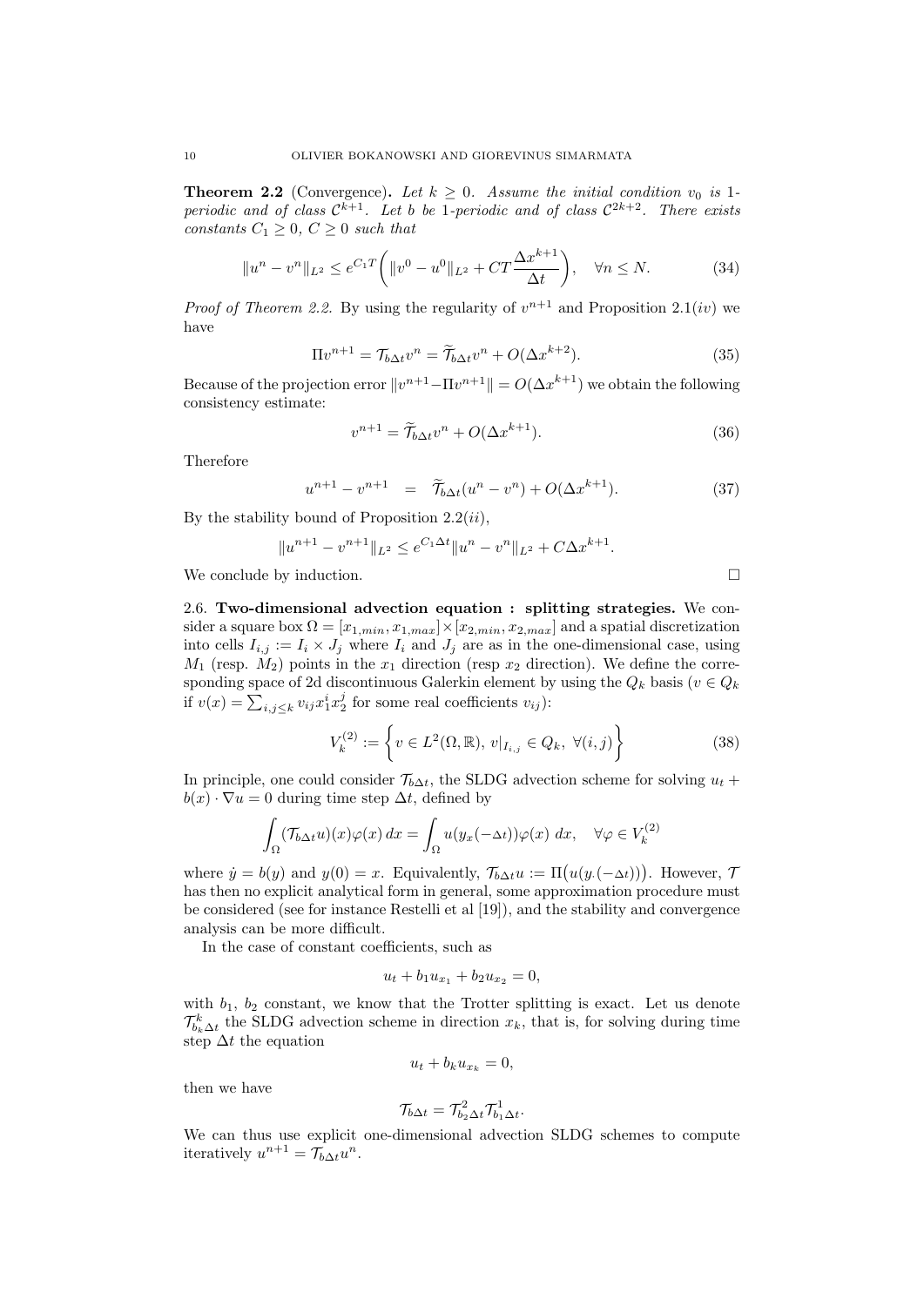**Theorem 2.2** (Convergence)**.** *Let $k \geq 0$. Assume the initial condition $v_0$ is 1-periodic and of class $\mathcal{C}^{k+1}$. Let $b$ be 1-periodic and of class $\mathcal{C}^{2k+2}$. There exists constants $C_1 \geq 0$, $C \geq 0$ such that*

$$\|u^n - v^n\|_{L^2} \leq e^{C_1 T}\bigg( \|v^0 - u^0\|_{L^2} + CT\frac{\Delta x^{k+1}}{\Delta t}\bigg), \quad \forall n \leq N. \tag{34}$$

*Proof of Theorem 2.2.* By using the regularity of $v^{n+1}$ and Proposition 2.1$(iv)$ we have

$$\Pi v^{n+1} = \mathcal{T}_{b\Delta t} v^n = \widetilde{\mathcal{T}}_{b\Delta t} v^n + O(\Delta x^{k+2}). \tag{35}$$

Because of the projection error $\|v^{n+1} - \Pi v^{n+1}\| = O(\Delta x^{k+1})$ we obtain the following consistency estimate:

$$v^{n+1} = \widetilde{\mathcal{T}}_{b\Delta t} v^n + O(\Delta x^{k+1}). \tag{36}$$

Therefore

$$u^{n+1} - v^{n+1} \quad = \quad \widetilde{\mathcal{T}}_{b\Delta t}(u^n - v^n) + O(\Delta x^{k+1}). \tag{37}$$

By the stability bound of Proposition 2.2$(ii)$,

$$\|u^{n+1} - v^{n+1}\|_{L^2} \leq e^{C_1 \Delta t}\|u^n - v^n\|_{L^2} + C\Delta x^{k+1}.$$

We conclude by induction. $\square$

2.6. **Two-dimensional advection equation : splitting strategies.** We consider a square box $\Omega = [x_{1,min}, x_{1,max}] \times [x_{2,min}, x_{2,max}]$ and a spatial discretization into cells $I_{i,j} := I_i \times J_j$ where $I_i$ and $J_j$ are as in the one-dimensional case, using $M_1$ (resp. $M_2$) points in the $x_1$ direction (resp $x_2$ direction). We define the corresponding space of 2d discontinuous Galerkin element by using the $Q_k$ basis ($v \in Q_k$ if $v(x) = \sum_{i,j \leq k} v_{ij} x_1^i x_2^j$ for some real coefficients $v_{ij}$):

$$V_k^{(2)} := \bigg\{ v \in L^2(\Omega, \mathbb{R}),\ v|_{I_{i,j}} \in Q_k,\ \forall (i,j) \bigg\} \tag{38}$$

In principle, one could consider $\mathcal{T}_{b\Delta t}$, the SLDG advection scheme for solving $u_t + b(x)\cdot\nabla u = 0$ during time step $\Delta t$, defined by

$$\int_\Omega (\mathcal{T}_{b\Delta t} u)(x)\varphi(x)\, dx = \int_\Omega u(y_x(-\Delta t))\varphi(x)\ dx, \quad \forall \varphi \in V_k^{(2)}$$

where $\dot{y} = b(y)$ and $y(0) = x$. Equivalently, $\mathcal{T}_{b\Delta t} u := \Pi\big(u(y_\cdot(-\Delta t))\big)$. However, $\mathcal{T}$ has then no explicit analytical form in general, some approximation procedure must be considered (see for instance Restelli et al [19]), and the stability and convergence analysis can be more difficult.

In the case of constant coefficients, such as

$$u_t + b_1 u_{x_1} + b_2 u_{x_2} = 0,$$

with $b_1$, $b_2$ constant, we know that the Trotter splitting is exact. Let us denote $\mathcal{T}^k_{b_k \Delta t}$ the SLDG advection scheme in direction $x_k$, that is, for solving during time step $\Delta t$ the equation

$$u_t + b_k u_{x_k} = 0,$$

then we have

$$\mathcal{T}_{b\Delta t} = \mathcal{T}^2_{b_2\Delta t}\mathcal{T}^1_{b_1\Delta t}.$$

We can thus use explicit one-dimensional advection SLDG schemes to compute iteratively $u^{n+1} = \mathcal{T}_{b\Delta t} u^n$.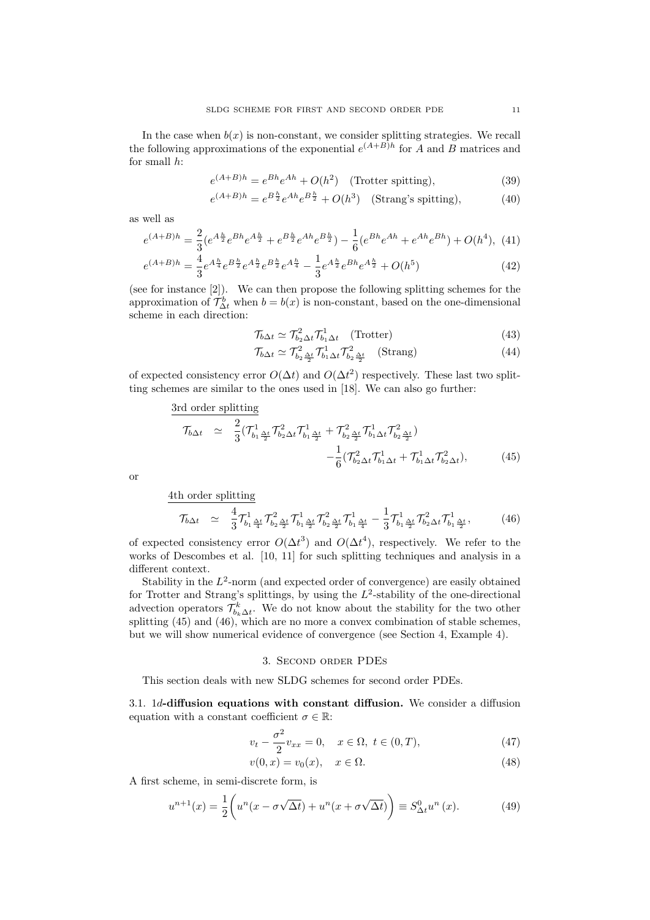In the case when $b(x)$ is non-constant, we consider splitting strategies. We recall the following approximations of the exponential $e^{(A+B)h}$ for $A$ and $B$ matrices and for small $h$:

$$e^{(A+B)h} = e^{Bh}e^{Ah} + O(h^2) \quad \text{(Trotter spitting)}, \tag{39}$$

$$e^{(A+B)h} = e^{B\frac{h}{2}}e^{Ah}e^{B\frac{h}{2}} + O(h^3) \quad \text{(Strang's spitting)}, \tag{40}$$

as well as

$$e^{(A+B)h} = \frac{2}{3}(e^{A\frac{h}{2}}e^{Bh}e^{A\frac{h}{2}} + e^{B\frac{h}{2}}e^{Ah}e^{B\frac{h}{2}}) - \frac{1}{6}(e^{Bh}e^{Ah} + e^{Ah}e^{Bh}) + O(h^4), \tag{41}$$

$$e^{(A+B)h} = \frac{4}{3}e^{A\frac{h}{4}}e^{B\frac{h}{2}}e^{A\frac{h}{2}}e^{B\frac{h}{2}}e^{A\frac{h}{4}} - \frac{1}{3}e^{A\frac{h}{2}}e^{Bh}e^{A\frac{h}{2}} + O(h^5) \tag{42}$$

(see for instance [2]). We can then propose the following splitting schemes for the approximation of $\mathcal{T}^b_{\Delta t}$ when $b = b(x)$ is non-constant, based on the one-dimensional scheme in each direction:

$$\mathcal{T}_{b\Delta t} \simeq \mathcal{T}^2_{b_2\Delta t}\mathcal{T}^1_{b_1\Delta t} \quad \text{(Trotter)} \tag{43}$$

$$\mathcal{T}_{b\Delta t} \simeq \mathcal{T}^2_{b_2\frac{\Delta t}{2}}\mathcal{T}^1_{b_1\Delta t}\mathcal{T}^2_{b_2\frac{\Delta t}{2}} \quad \text{(Strang)} \tag{44}$$

of expected consistency error $O(\Delta t)$ and $O(\Delta t^2)$ respectively. These last two splitting schemes are similar to the ones used in [18]. We can also go further:

<u>3rd order splitting</u>

$$\mathcal{T}_{b\Delta t} \simeq \frac{2}{3}(\mathcal{T}^1_{b_1\frac{\Delta t}{2}}\mathcal{T}^2_{b_2\Delta t}\mathcal{T}^1_{b_1\frac{\Delta t}{2}} + \mathcal{T}^2_{b_2\frac{\Delta t}{2}}\mathcal{T}^1_{b_1\Delta t}\mathcal{T}^2_{b_2\frac{\Delta t}{2}}) - \frac{1}{6}(\mathcal{T}^2_{b_2\Delta t}\mathcal{T}^1_{b_1\Delta t} + \mathcal{T}^1_{b_1\Delta t}\mathcal{T}^2_{b_2\Delta t}), \tag{45}$$

or

<u>4th order splitting</u>

$$\mathcal{T}_{b\Delta t} \simeq \frac{4}{3}\mathcal{T}^1_{b_1\frac{\Delta t}{4}}\mathcal{T}^2_{b_2\frac{\Delta t}{2}}\mathcal{T}^1_{b_1\frac{\Delta t}{2}}\mathcal{T}^2_{b_2\frac{\Delta t}{2}}\mathcal{T}^1_{b_1\frac{\Delta t}{4}} - \frac{1}{3}\mathcal{T}^1_{b_1\frac{\Delta t}{2}}\mathcal{T}^2_{b_2\Delta t}\mathcal{T}^1_{b_1\frac{\Delta t}{2}}, \tag{46}$$

of expected consistency error $O(\Delta t^3)$ and $O(\Delta t^4)$, respectively. We refer to the works of Descombes et al. [10, 11] for such splitting techniques and analysis in a different context.

Stability in the $L^2$-norm (and expected order of convergence) are easily obtained for Trotter and Strang's splittings, by using the $L^2$-stability of the one-directional advection operators $\mathcal{T}^k_{b_k\Delta t}$. We do not know about the stability for the two other splitting (45) and (46), which are no more a convex combination of stable schemes, but we will show numerical evidence of convergence (see Section 4, Example 4).

## 3. Second order PDEs

This section deals with new SLDG schemes for second order PDEs.

### 3.1. 1*d*-diffusion equations with constant diffusion.

We consider a diffusion equation with a constant coefficient $\sigma \in \mathbb{R}$:

$$v_t - \frac{\sigma^2}{2}v_{xx} = 0, \quad x \in \Omega, \ t \in (0, T), \tag{47}$$

$$v(0, x) = v_0(x), \quad x \in \Omega. \tag{48}$$

A first scheme, in semi-discrete form, is

$$u^{n+1}(x) = \frac{1}{2}\bigg(u^n(x - \sigma\sqrt{\Delta t}) + u^n(x + \sigma\sqrt{\Delta t})\bigg) \equiv S^0_{\Delta t}u^n\,(x). \tag{49}$$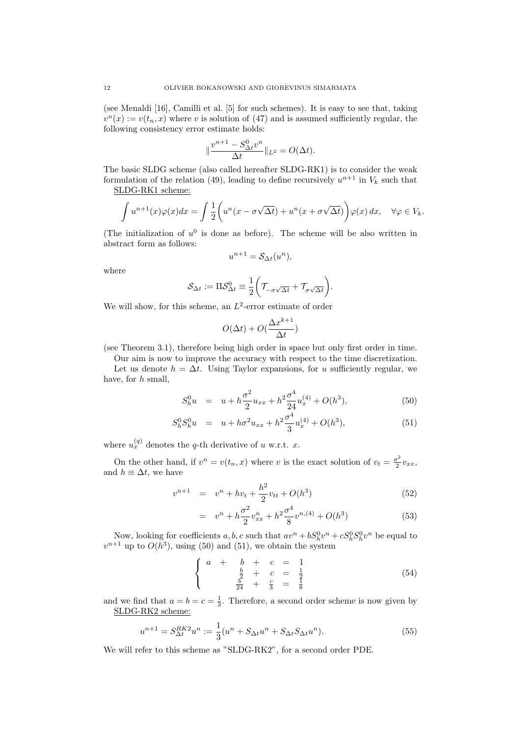(see Menaldi [16], Camilli et al. [5] for such schemes). It is easy to see that, taking $v^n(x) := v(t_n, x)$ where $v$ is solution of (47) and is assumed sufficiently regular, the following consistency error estimate holds:

$$\|\frac{v^{n+1} - S^0_{\Delta t} v^n}{\Delta t}\|_{L^2} = O(\Delta t).$$

The basic SLDG scheme (also called hereafter SLDG-RK1) is to consider the weak formulation of the relation (49), leading to define recursively $u^{n+1}$ in $V_k$ such that

SLDG-RK1 scheme:

$$\int u^{n+1}(x)\varphi(x)dx = \int \frac{1}{2}\bigg(u^n(x - \sigma\sqrt{\Delta t}) + u^n(x + \sigma\sqrt{\Delta t})\bigg)\varphi(x)\, dx, \quad \forall \varphi \in V_k.$$

(The initialization of $u^0$ is done as before). The scheme will be also written in abstract form as follows:

$$u^{n+1} = \mathcal{S}_{\Delta t}(u^n),$$

where

$$\mathcal{S}_{\Delta t} := \Pi \mathcal{S}^0_{\Delta t} \equiv \frac{1}{2}\bigg(\mathcal{T}_{-\sigma\sqrt{\Delta t}} + \mathcal{T}_{\sigma\sqrt{\Delta t}}\bigg).$$

We will show, for this scheme, an $L^2$-error estimate of order

$$O(\Delta t) + O(\frac{\Delta x^{k+1}}{\Delta t})$$

(see Theorem 3.1), therefore being high order in space but only first order in time.

Our aim is now to improve the accuracy with respect to the time discretization.

Let us denote $h = \Delta t$. Using Taylor expansions, for $u$ sufficiently regular, we have, for $h$ small,

$$S^0_h u = u + h\frac{\sigma^2}{2}u_{xx} + h^2\frac{\sigma^4}{24}u^{(4)}_x + O(h^3), \tag{50}$$

$$S^0_h S^0_h u = u + h\sigma^2 u_{xx} + h^2\frac{\sigma^4}{3}u^{(4)}_x + O(h^3), \tag{51}$$

where $u^{(q)}_x$ denotes the $q$-th derivative of $u$ w.r.t. $x$.

On the other hand, if $v^n = v(t_n, x)$ where $v$ is the exact solution of $v_t = \frac{\sigma^2}{2}v_{xx}$, and $h \equiv \Delta t$, we have

$$v^{n+1} = v^n + hv_t + \frac{h^2}{2}v_{tt} + O(h^3) \tag{52}$$

$$= v^n + h\frac{\sigma^2}{2}v^n_{xx} + h^2\frac{\sigma^4}{8}v^{n,(4)} + O(h^3) \tag{53}$$

Now, looking for coefficients $a, b, c$ such that $av^n + bS^0_h v^n + cS^0_h S^0_h v^n$ be equal to $v^{n+1}$ up to $O(h^3)$, using (50) and (51), we obtain the system

$$\left\{ \begin{array}{rcrcrcl} a & + & b & + & c & = & 1 \\ & & \frac{b}{2} & + & c & = & \frac{1}{2} \\ & & \frac{b}{24} & + & \frac{c}{3} & = & \frac{1}{8} \end{array} \right. \tag{54}$$

and we find that $a = b = c = \frac{1}{3}$. Therefore, a second order scheme is now given by

SLDG-RK2 scheme:

$$u^{n+1} = S^{RK2}_{\Delta t}u^n := \frac{1}{3}(u^n + S_{\Delta t}u^n + S_{\Delta t}S_{\Delta t}u^n). \tag{55}$$

We will refer to this scheme as "SLDG-RK2", for a second order PDE.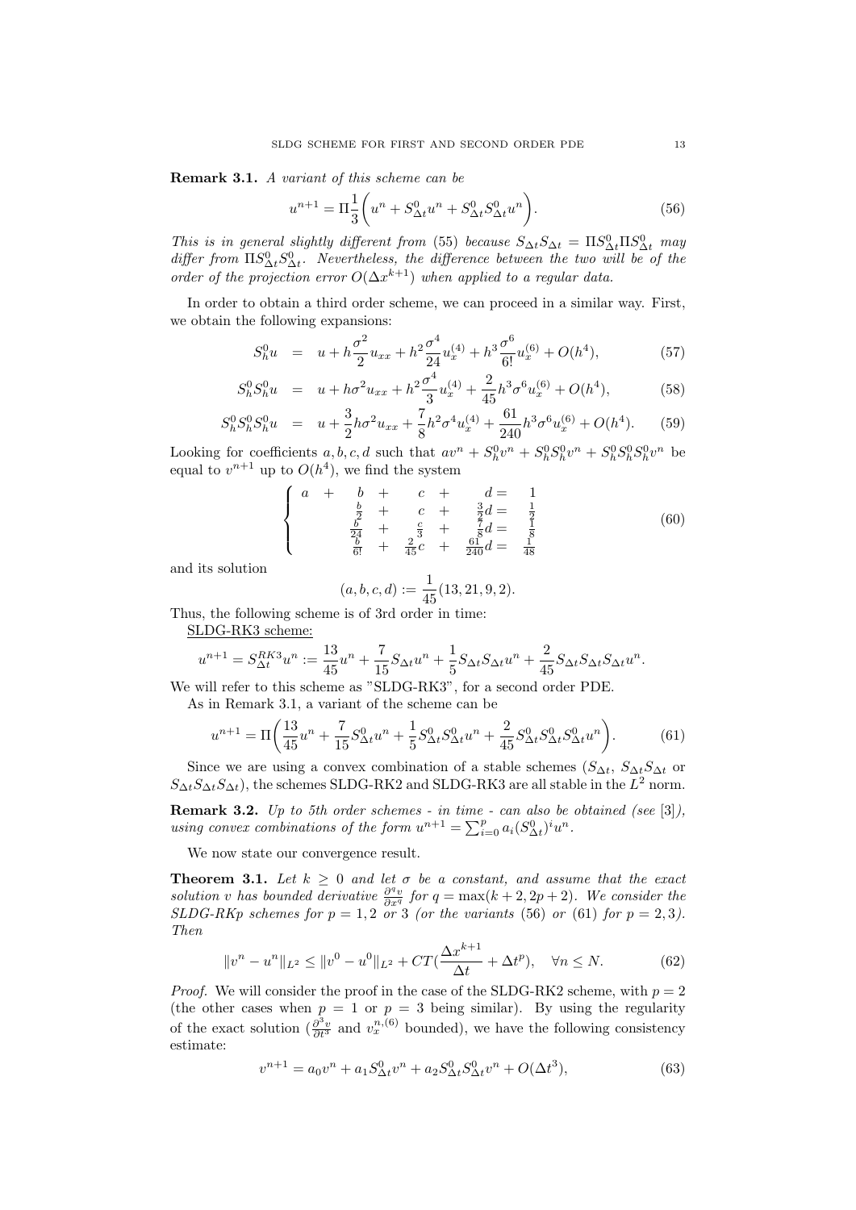**Remark 3.1.** *A variant of this scheme can be*

$$u^{n+1} = \Pi \frac{1}{3}\bigg( u^n + S^0_{\Delta t} u^n + S^0_{\Delta t} S^0_{\Delta t} u^n \bigg). \tag{56}$$

*This is in general slightly different from* (55) *because* $S_{\Delta t} S_{\Delta t} = \Pi S^0_{\Delta t} \Pi S^0_{\Delta t}$ *may differ from* $\Pi S^0_{\Delta t} S^0_{\Delta t}$*. Nevertheless, the difference between the two will be of the order of the projection error* $O(\Delta x^{k+1})$ *when applied to a regular data.*

In order to obtain a third order scheme, we can proceed in a similar way. First, we obtain the following expansions:

$$S^0_h u = u + h\frac{\sigma^2}{2} u_{xx} + h^2 \frac{\sigma^4}{24} u^{(4)}_x + h^3 \frac{\sigma^6}{6!} u^{(6)}_x + O(h^4), \tag{57}$$

$$S^0_h S^0_h u = u + h\sigma^2 u_{xx} + h^2 \frac{\sigma^4}{3} u^{(4)}_x + \frac{2}{45} h^3 \sigma^6 u^{(6)}_x + O(h^4), \tag{58}$$

$$S^0_h S^0_h S^0_h u = u + \frac{3}{2} h\sigma^2 u_{xx} + \frac{7}{8} h^2 \sigma^4 u^{(4)}_x + \frac{61}{240} h^3 \sigma^6 u^{(6)}_x + O(h^4). \tag{59}$$

Looking for coefficients $a, b, c, d$ such that $av^n + S^0_h v^n + S^0_h S^0_h v^n + S^0_h S^0_h S^0_h v^n$ be equal to $v^{n+1}$ up to $O(h^4)$, we find the system

$$\begin{cases} a + b + c + d = 1 \\ \frac{b}{2} + c + \frac{3}{2} d = \frac{1}{2} \\ \frac{b}{24} + \frac{c}{3} + \frac{7}{8} d = \frac{1}{8} \\ \frac{b}{6!} + \frac{2}{45} c + \frac{61}{240} d = \frac{1}{48} \end{cases} \tag{60}$$

and its solution

$$(a,b,c,d) := \frac{1}{45}(13, 21, 9, 2).$$

Thus, the following scheme is of 3rd order in time:

<u>SLDG-RK3 scheme:</u>

$$u^{n+1} = S^{RK3}_{\Delta t} u^n := \frac{13}{45} u^n + \frac{7}{15} S_{\Delta t} u^n + \frac{1}{5} S_{\Delta t} S_{\Delta t} u^n + \frac{2}{45} S_{\Delta t} S_{\Delta t} S_{\Delta t} u^n.$$

We will refer to this scheme as "SLDG-RK3", for a second order PDE.

As in Remark 3.1, a variant of the scheme can be

$$u^{n+1} = \Pi\bigg( \frac{13}{45} u^n + \frac{7}{15} S^0_{\Delta t} u^n + \frac{1}{5} S^0_{\Delta t} S^0_{\Delta t} u^n + \frac{2}{45} S^0_{\Delta t} S^0_{\Delta t} S^0_{\Delta t} u^n \bigg). \tag{61}$$

Since we are using a convex combination of a stable schemes ($S_{\Delta t}$, $S_{\Delta t} S_{\Delta t}$ or $S_{\Delta t} S_{\Delta t} S_{\Delta t}$), the schemes SLDG-RK2 and SLDG-RK3 are all stable in the $L^2$ norm.

**Remark 3.2.** *Up to 5th order schemes - in time - can also be obtained (see* [3]*), using convex combinations of the form* $u^{n+1} = \sum_{i=0}^{p} a_i (S^0_{\Delta t})^i u^n$.

We now state our convergence result.

**Theorem 3.1.** *Let* $k \geq 0$ *and let* $\sigma$ *be a constant, and assume that the exact solution* $v$ *has bounded derivative* $\frac{\partial^q v}{\partial x^q}$ *for* $q = \max(k+2, 2p+2)$*. We consider the SLDG-RKp schemes for* $p = 1, 2$ *or* 3 *(or the variants* (56) *or* (61) *for* $p = 2, 3$*). Then*

$$\|v^n - u^n\|_{L^2} \leq \|v^0 - u^0\|_{L^2} + CT\Big(\frac{\Delta x^{k+1}}{\Delta t} + \Delta t^p\Big), \quad \forall n \leq N. \tag{62}$$

*Proof.* We will consider the proof in the case of the SLDG-RK2 scheme, with $p = 2$ (the other cases when $p = 1$ or $p = 3$ being similar). By using the regularity of the exact solution ($\frac{\partial^3 v}{\partial t^3}$ and $v^{n,(6)}_x$ bounded), we have the following consistency estimate:

$$v^{n+1} = a_0 v^n + a_1 S^0_{\Delta t} v^n + a_2 S^0_{\Delta t} S^0_{\Delta t} v^n + O(\Delta t^3), \tag{63}$$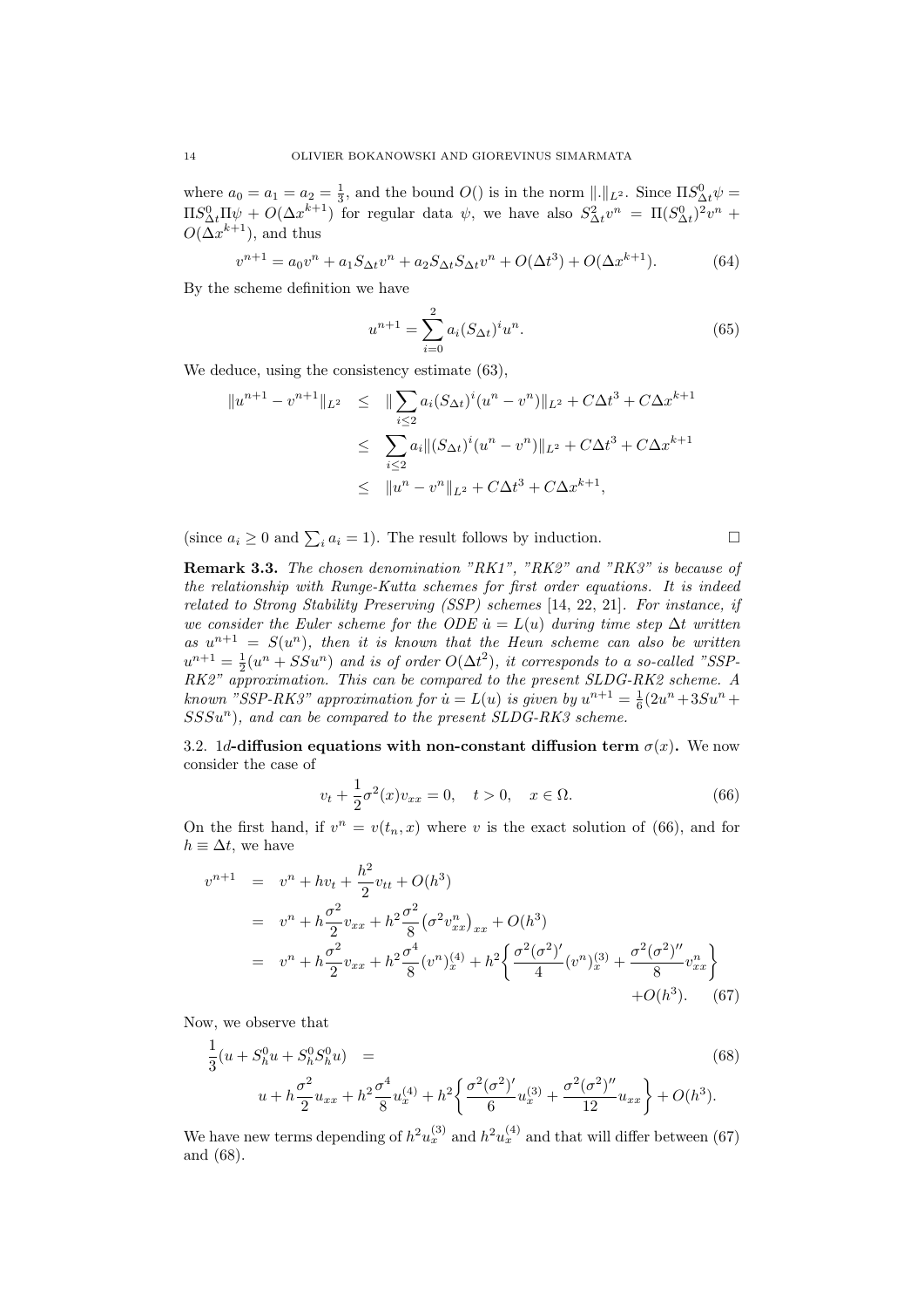where $a_0 = a_1 = a_2 = \frac{1}{3}$, and the bound $O()$ is in the norm $\|.\|_{L^2}$. Since $\Pi S^0_{\Delta t}\psi = \Pi S^0_{\Delta t}\Pi\psi + O(\Delta x^{k+1})$ for regular data $\psi$, we have also $S^2_{\Delta t}v^n = \Pi(S^0_{\Delta t})^2 v^n + O(\Delta x^{k+1})$, and thus

$$v^{n+1} = a_0 v^n + a_1 S_{\Delta t} v^n + a_2 S_{\Delta t} S_{\Delta t} v^n + O(\Delta t^3) + O(\Delta x^{k+1}). \tag{64}$$

By the scheme definition we have

$$u^{n+1} = \sum_{i=0}^{2} a_i (S_{\Delta t})^i u^n. \tag{65}$$

We deduce, using the consistency estimate (63),

$$\begin{aligned}
\|u^{n+1} - v^{n+1}\|_{L^2} &\leq \|\sum_{i\leq 2} a_i (S_{\Delta t})^i (u^n - v^n)\|_{L^2} + C\Delta t^3 + C\Delta x^{k+1} \\
&\leq \sum_{i\leq 2} a_i \|(S_{\Delta t})^i (u^n - v^n)\|_{L^2} + C\Delta t^3 + C\Delta x^{k+1} \\
&\leq \|u^n - v^n\|_{L^2} + C\Delta t^3 + C\Delta x^{k+1},
\end{aligned}$$

(since $a_i \geq 0$ and $\sum_i a_i = 1$). The result follows by induction. □

**Remark 3.3.** *The chosen denomination "RK1", "RK2" and "RK3" is because of the relationship with Runge-Kutta schemes for first order equations. It is indeed related to Strong Stability Preserving (SSP) schemes [14, 22, 21]. For instance, if we consider the Euler scheme for the ODE $\dot{u} = L(u)$ during time step $\Delta t$ written as $u^{n+1} = S(u^n)$, then it is known that the Heun scheme can also be written $u^{n+1} = \frac{1}{2}(u^n + SSu^n)$ and is of order $O(\Delta t^2)$, it corresponds to a so-called "SSP-RK2" approximation. This can be compared to the present SLDG-RK2 scheme. A known "SSP-RK3" approximation for $\dot{u} = L(u)$ is given by $u^{n+1} = \frac{1}{6}(2u^n + 3Su^n + SSSu^n)$, and can be compared to the present SLDG-RK3 scheme.*

3.2. **1$d$-diffusion equations with non-constant diffusion term $\sigma(x)$.** We now consider the case of

$$v_t + \frac{1}{2}\sigma^2(x) v_{xx} = 0, \quad t > 0, \quad x \in \Omega. \tag{66}$$

On the first hand, if $v^n = v(t_n, x)$ where $v$ is the exact solution of (66), and for $h \equiv \Delta t$, we have

$$\begin{aligned}
v^{n+1} &= v^n + h v_t + \frac{h^2}{2} v_{tt} + O(h^3) \\
&= v^n + h\frac{\sigma^2}{2} v_{xx} + h^2 \frac{\sigma^2}{8}\left(\sigma^2 v^n_{xx}\right)_{xx} + O(h^3) \\
&= v^n + h\frac{\sigma^2}{2} v_{xx} + h^2 \frac{\sigma^4}{8}(v^n)^{(4)}_x + h^2\left\{\frac{\sigma^2(\sigma^2)'}{4}(v^n)^{(3)}_x + \frac{\sigma^2(\sigma^2)''}{8} v^n_{xx}\right\} \\
&\qquad + O(h^3).
\end{aligned} \tag{67}$$

Now, we observe that

$$\begin{aligned}
&\frac{1}{3}(u + S^0_h u + S^0_h S^0_h u) = \\
&\qquad u + h\frac{\sigma^2}{2} u_{xx} + h^2 \frac{\sigma^4}{8} u^{(4)}_x + h^2\left\{\frac{\sigma^2(\sigma^2)'}{6} u^{(3)}_x + \frac{\sigma^2(\sigma^2)''}{12} u_{xx}\right\} + O(h^3).
\end{aligned} \tag{68}$$

We have new terms depending of $h^2 u^{(3)}_x$ and $h^2 u^{(4)}_x$ and that will differ between (67) and (68).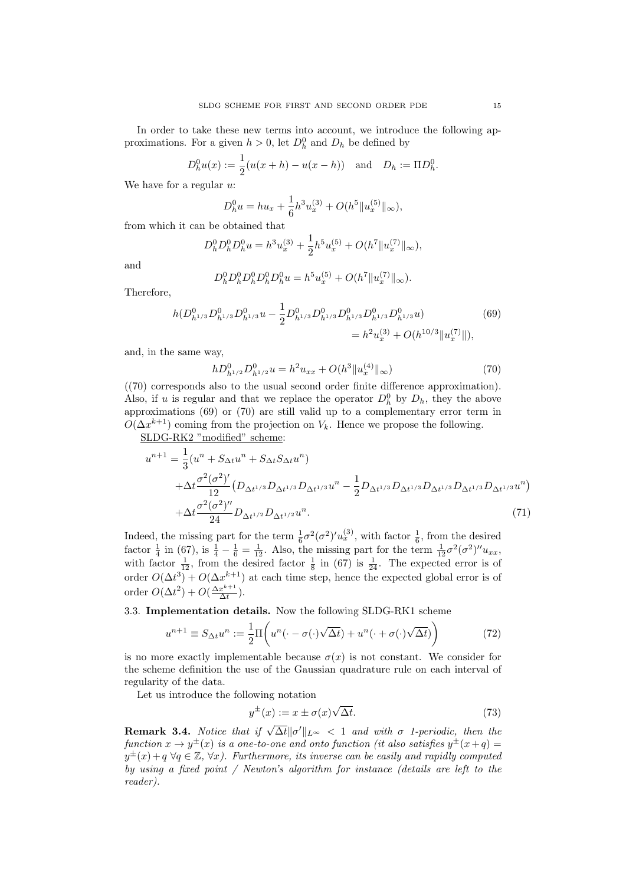In order to take these new terms into account, we introduce the following approximations. For a given $h > 0$, let $D_h^0$ and $D_h$ be defined by

$$D_h^0 u(x) := \frac{1}{2}(u(x+h) - u(x-h)) \quad \text{and} \quad D_h := \Pi D_h^0.$$

We have for a regular $u$:

$$D_h^0 u = h u_x + \frac{1}{6} h^3 u_x^{(3)} + O(h^5 \|u_x^{(5)}\|_\infty),$$

from which it can be obtained that

$$D_h^0 D_h^0 D_h^0 u = h^3 u_x^{(3)} + \frac{1}{2} h^5 u_x^{(5)} + O(h^7 \|u_x^{(7)}\|_\infty),$$

and

$$D_h^0 D_h^0 D_h^0 D_h^0 D_h^0 u = h^5 u_x^{(5)} + O(h^7 \|u_x^{(7)}\|_\infty).$$

Therefore,

$$h(D_{h^{1/3}}^0 D_{h^{1/3}}^0 D_{h^{1/3}}^0 u - \frac{1}{2} D_{h^{1/3}}^0 D_{h^{1/3}}^0 D_{h^{1/3}}^0 D_{h^{1/3}}^0 D_{h^{1/3}}^0 u) = h^2 u_x^{(3)} + O(h^{10/3} \|u_x^{(7)}\|), \tag{69}$$

and, in the same way,

$$h D_{h^{1/2}}^0 D_{h^{1/2}}^0 u = h^2 u_{xx} + O(h^3 \|u_x^{(4)}\|_\infty) \tag{70}$$

((70) corresponds also to the usual second order finite difference approximation). Also, if $u$ is regular and that we replace the operator $D_h^0$ by $D_h$, they the above approximations (69) or (70) are still valid up to a complementary error term in $O(\Delta x^{k+1})$ coming from the projection on $V_k$. Hence we propose the following.

SLDG-RK2 "modified" scheme:

$$\begin{aligned}
u^{n+1} &= \frac{1}{3}(u^n + S_{\Delta t} u^n + S_{\Delta t} S_{\Delta t} u^n) \\
&\quad + \Delta t \frac{\sigma^2 (\sigma^2)'}{12} \big( D_{\Delta t^{1/3}} D_{\Delta t^{1/3}} D_{\Delta t^{1/3}} u^n - \frac{1}{2} D_{\Delta t^{1/3}} D_{\Delta t^{1/3}} D_{\Delta t^{1/3}} D_{\Delta t^{1/3}} D_{\Delta t^{1/3}} u^n \big) \\
&\quad + \Delta t \frac{\sigma^2 (\sigma^2)''}{24} D_{\Delta t^{1/2}} D_{\Delta t^{1/2}} u^n.
\end{aligned} \tag{71}$$

Indeed, the missing part for the term $\frac{1}{6}\sigma^2(\sigma^2)' u_x^{(3)}$, with factor $\frac{1}{6}$, from the desired factor $\frac{1}{4}$ in (67), is $\frac{1}{4} - \frac{1}{6} = \frac{1}{12}$. Also, the missing part for the term $\frac{1}{12}\sigma^2(\sigma^2)'' u_{xx}$, with factor $\frac{1}{12}$, from the desired factor $\frac{1}{8}$ in (67) is $\frac{1}{24}$. The expected error is of order $O(\Delta t^3) + O(\Delta x^{k+1})$ at each time step, hence the expected global error is of order $O(\Delta t^2) + O(\frac{\Delta x^{k+1}}{\Delta t})$.

### 3.3. Implementation details.

Now the following SLDG-RK1 scheme

$$u^{n+1} \equiv S_{\Delta t} u^n := \frac{1}{2} \Pi \bigg( u^n(\cdot - \sigma(\cdot)\sqrt{\Delta t}) + u^n(\cdot + \sigma(\cdot)\sqrt{\Delta t}) \bigg) \tag{72}$$

is no more exactly implementable because $\sigma(x)$ is not constant. We consider for the scheme definition the use of the Gaussian quadrature rule on each interval of regularity of the data.

Let us introduce the following notation

$$y^{\pm}(x) := x \pm \sigma(x)\sqrt{\Delta t}. \tag{73}$$

**Remark 3.4.** *Notice that if $\sqrt{\Delta t}\|\sigma'\|_{L^\infty} < 1$ and with $\sigma$ 1-periodic, then the function $x \to y^{\pm}(x)$ is a one-to-one and onto function (it also satisfies $y^{\pm}(x+q) = y^{\pm}(x) + q$ $\forall q \in \mathbb{Z}$, $\forall x$). Furthermore, its inverse can be easily and rapidly computed by using a fixed point / Newton's algorithm for instance (details are left to the reader).*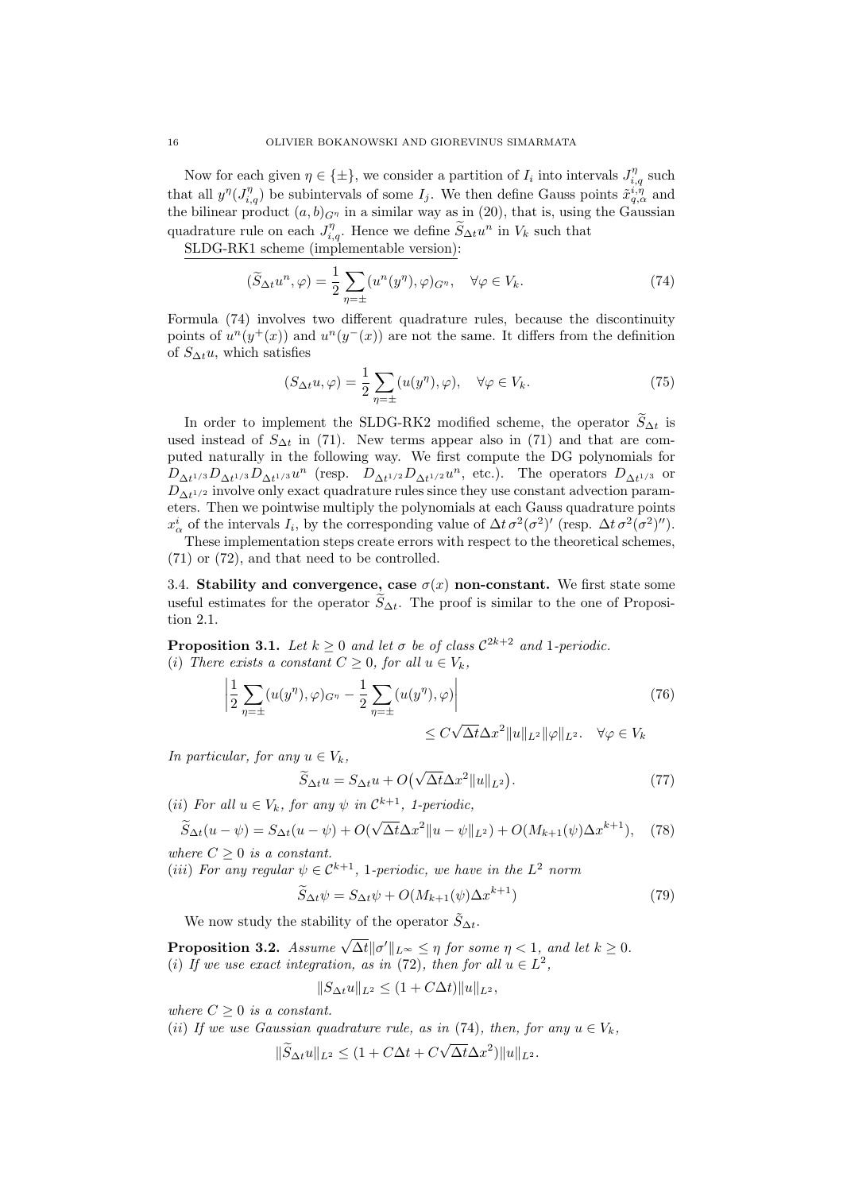Now for each given $\eta \in \{\pm\}$, we consider a partition of $I_i$ into intervals $J^{\eta}_{i,q}$ such that all $y^{\eta}(J^{\eta}_{i,q})$ be subintervals of some $I_j$. We then define Gauss points $\tilde{x}^{i,\eta}_{q,\alpha}$ and the bilinear product $(a,b)_{G^\eta}$ in a similar way as in (20), that is, using the Gaussian quadrature rule on each $J^{\eta}_{i,q}$. Hence we define $\widetilde{S}_{\Delta t} u^n$ in $V_k$ such that

SLDG-RK1 scheme (implementable version):

$$(\widetilde{S}_{\Delta t} u^n, \varphi) = \frac{1}{2}\sum_{\eta=\pm}(u^n(y^\eta), \varphi)_{G^\eta}, \quad \forall \varphi \in V_k. \tag{74}$$

Formula (74) involves two different quadrature rules, because the discontinuity points of $u^n(y^+(x))$ and $u^n(y^-(x))$ are not the same. It differs from the definition of $S_{\Delta t} u$, which satisfies

$$(S_{\Delta t} u, \varphi) = \frac{1}{2}\sum_{\eta=\pm}(u(y^\eta), \varphi), \quad \forall \varphi \in V_k. \tag{75}$$

In order to implement the SLDG-RK2 modified scheme, the operator $\widetilde{S}_{\Delta t}$ is used instead of $S_{\Delta t}$ in (71). New terms appear also in (71) and that are computed naturally in the following way. We first compute the DG polynomials for $D_{\Delta t^{1/3}} D_{\Delta t^{1/3}} D_{\Delta t^{1/3}} u^n$ (resp. $D_{\Delta t^{1/2}} D_{\Delta t^{1/2}} u^n$, etc.). The operators $D_{\Delta t^{1/3}}$ or $D_{\Delta t^{1/2}}$ involve only exact quadrature rules since they use constant advection parameters. Then we pointwise multiply the polynomials at each Gauss quadrature points $x^i_\alpha$ of the intervals $I_i$, by the corresponding value of $\Delta t\, \sigma^2(\sigma^2)'$ (resp. $\Delta t\, \sigma^2(\sigma^2)''$).

These implementation steps create errors with respect to the theoretical schemes, (71) or (72), and that need to be controlled.

## 3.4. Stability and convergence, case $\sigma(x)$ non-constant.

We first state some useful estimates for the operator $\widetilde{S}_{\Delta t}$. The proof is similar to the one of Proposition 2.1.

**Proposition 3.1.** *Let $k \geq 0$ and let $\sigma$ be of class $\mathcal{C}^{2k+2}$ and 1-periodic.*
*(i) There exists a constant $C \geq 0$, for all $u \in V_k$,*

$$\left| \frac{1}{2}\sum_{\eta=\pm}(u(y^\eta), \varphi)_{G^\eta} - \frac{1}{2}\sum_{\eta=\pm}(u(y^\eta), \varphi) \right| \tag{76}$$
$$\leq C\sqrt{\Delta t}\Delta x^2 \|u\|_{L^2}\|\varphi\|_{L^2}. \quad \forall \varphi \in V_k$$

*In particular, for any $u \in V_k$,*

$$\widetilde{S}_{\Delta t} u = S_{\Delta t} u + O\big(\sqrt{\Delta t}\Delta x^2 \|u\|_{L^2}\big). \tag{77}$$

*(ii) For all $u \in V_k$, for any $\psi$ in $\mathcal{C}^{k+1}$, 1-periodic,*

$$\widetilde{S}_{\Delta t}(u-\psi) = S_{\Delta t}(u-\psi) + O(\sqrt{\Delta t}\Delta x^2\|u-\psi\|_{L^2}) + O(M_{k+1}(\psi)\Delta x^{k+1}), \tag{78}$$

*where $C \geq 0$ is a constant.*
*(iii) For any regular $\psi \in \mathcal{C}^{k+1}$, 1-periodic, we have in the $L^2$ norm*

$$\widetilde{S}_{\Delta t}\psi = S_{\Delta t}\psi + O(M_{k+1}(\psi)\Delta x^{k+1}) \tag{79}$$

We now study the stability of the operator $\tilde{S}_{\Delta t}$.

**Proposition 3.2.** *Assume $\sqrt{\Delta t}\|\sigma'\|_{L^\infty} \leq \eta$ for some $\eta < 1$, and let $k \geq 0$.*
*(i) If we use exact integration, as in (72), then for all $u \in L^2$,*

$$\|S_{\Delta t} u\|_{L^2} \leq (1 + C\Delta t)\|u\|_{L^2},$$

*where $C \geq 0$ is a constant.*
*(ii) If we use Gaussian quadrature rule, as in (74), then, for any $u \in V_k$,*

$$\|\widetilde{S}_{\Delta t} u\|_{L^2} \leq (1 + C\Delta t + C\sqrt{\Delta t}\Delta x^2)\|u\|_{L^2}.$$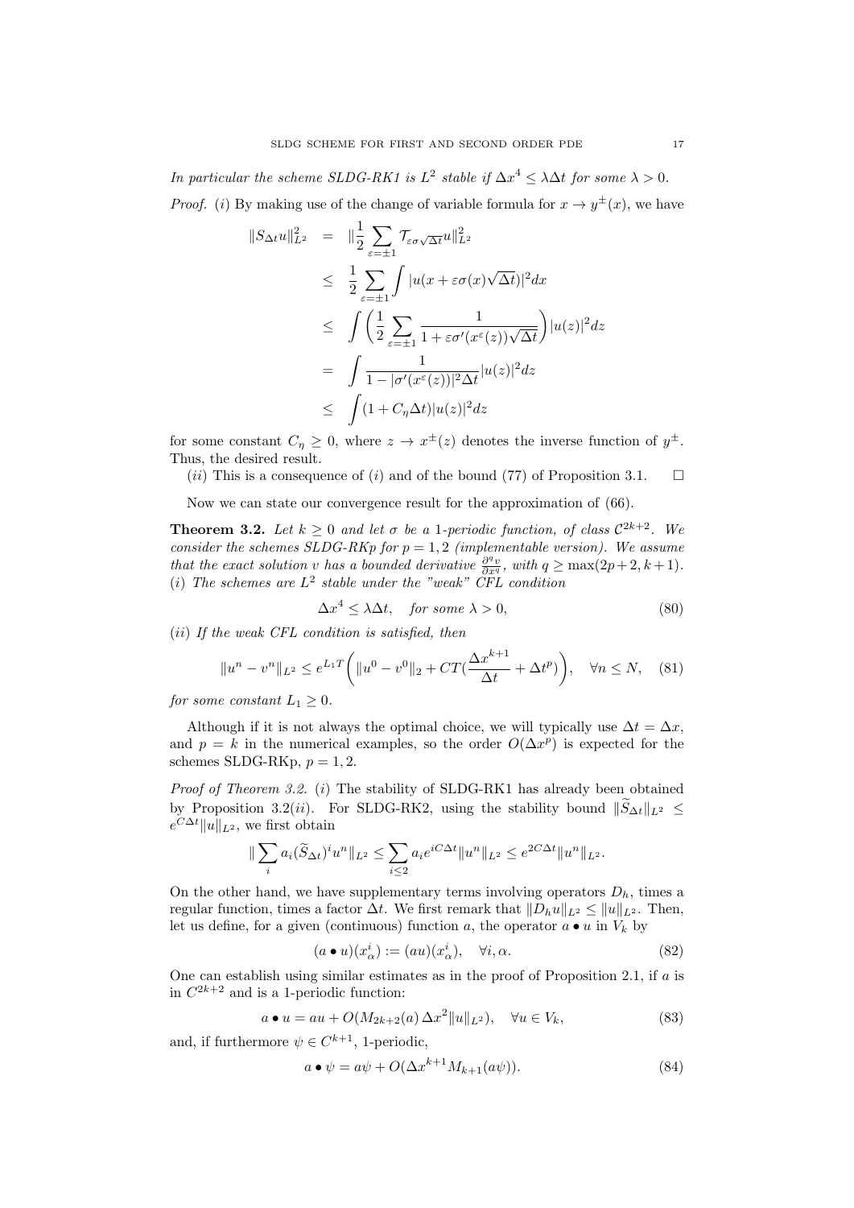*In particular the scheme SLDG-RK1 is $L^2$ stable if $\Delta x^4 \leq \lambda \Delta t$ for some $\lambda > 0$.*

*Proof.* $(i)$ By making use of the change of variable formula for $x \to y^{\pm}(x)$, we have

$$
\begin{aligned}
\|S_{\Delta t} u\|_{L^2}^2 &= \|\frac{1}{2}\sum_{\varepsilon=\pm 1} \mathcal{T}_{\varepsilon\sigma\sqrt{\Delta t}} u\|_{L^2}^2 \\
&\leq \frac{1}{2}\sum_{\varepsilon=\pm 1} \int |u(x+\varepsilon\sigma(x)\sqrt{\Delta t})|^2 dx \\
&\leq \int \bigg(\frac{1}{2}\sum_{\varepsilon=\pm 1} \frac{1}{1+\varepsilon\sigma'(x^{\varepsilon}(z))\sqrt{\Delta t}}\bigg)|u(z)|^2 dz \\
&= \int \frac{1}{1-|\sigma'(x^{\varepsilon}(z))|^2\Delta t}|u(z)|^2 dz \\
&\leq \int (1+C_\eta \Delta t)|u(z)|^2 dz
\end{aligned}
$$

for some constant $C_\eta \geq 0$, where $z \to x^{\pm}(z)$ denotes the inverse function of $y^{\pm}$. Thus, the desired result.

$(ii)$ This is a consequence of $(i)$ and of the bound (77) of Proposition 3.1. $\square$

Now we can state our convergence result for the approximation of (66).

**Theorem 3.2.** *Let $k \geq 0$ and let $\sigma$ be a 1-periodic function, of class $\mathcal{C}^{2k+2}$. We consider the schemes SLDG-RKp for $p = 1, 2$ (implementable version). We assume that the exact solution $v$ has a bounded derivative $\frac{\partial^q v}{\partial x^q}$, with $q \geq \max(2p+2, k+1)$.*
*$(i)$ The schemes are $L^2$ stable under the "weak" CFL condition*

$$
\Delta x^4 \leq \lambda \Delta t, \quad \text{for some } \lambda > 0, \tag{80}
$$

*$(ii)$ If the weak CFL condition is satisfied, then*

$$
\|u^n - v^n\|_{L^2} \leq e^{L_1 T}\bigg(\|u^0 - v^0\|_2 + CT(\frac{\Delta x^{k+1}}{\Delta t} + \Delta t^p)\bigg), \quad \forall n \leq N, \tag{81}
$$

*for some constant $L_1 \geq 0$.*

Although if it is not always the optimal choice, we will typically use $\Delta t = \Delta x$, and $p = k$ in the numerical examples, so the order $O(\Delta x^p)$ is expected for the schemes SLDG-RKp, $p = 1, 2$.

*Proof of Theorem 3.2.* $(i)$ The stability of SLDG-RK1 has already been obtained by Proposition 3.2$(ii)$. For SLDG-RK2, using the stability bound $\|\widetilde{S}_{\Delta t}\|_{L^2} \leq e^{C\Delta t}\|u\|_{L^2}$, we first obtain

$$
\|\sum_i a_i (\widetilde{S}_{\Delta t})^i u^n\|_{L^2} \leq \sum_{i \leq 2} a_i e^{iC\Delta t}\|u^n\|_{L^2} \leq e^{2C\Delta t}\|u^n\|_{L^2}.
$$

On the other hand, we have supplementary terms involving operators $D_h$, times a regular function, times a factor $\Delta t$. We first remark that $\|D_h u\|_{L^2} \leq \|u\|_{L^2}$. Then, let us define, for a given (continuous) function $a$, the operator $a \bullet u$ in $V_k$ by

$$
(a \bullet u)(x_\alpha^i) := (au)(x_\alpha^i), \quad \forall i, \alpha. \tag{82}
$$

One can establish using similar estimates as in the proof of Proposition 2.1, if $a$ is in $C^{2k+2}$ and is a 1-periodic function:

$$
a \bullet u = au + O(M_{2k+2}(a)\,\Delta x^2 \|u\|_{L^2}), \quad \forall u \in V_k, \tag{83}
$$

and, if furthermore $\psi \in C^{k+1}$, 1-periodic,

$$
a \bullet \psi = a\psi + O(\Delta x^{k+1} M_{k+1}(a\psi)). \tag{84}
$$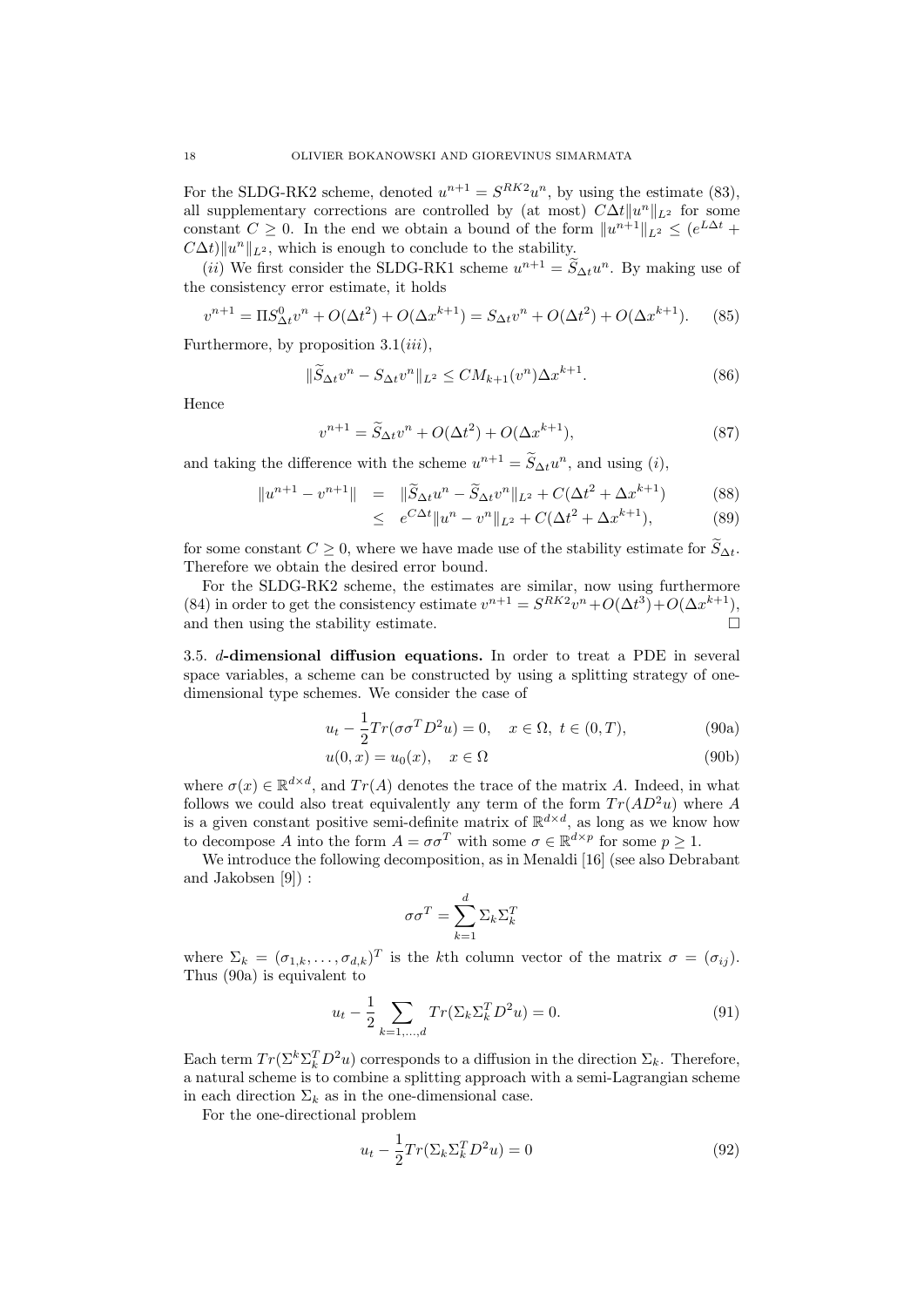For the SLDG-RK2 scheme, denoted $u^{n+1} = S^{RK2}u^n$, by using the estimate (83), all supplementary corrections are controlled by (at most) $C\Delta t\|u^n\|_{L^2}$ for some constant $C \geq 0$. In the end we obtain a bound of the form $\|u^{n+1}\|_{L^2} \leq (e^{L\Delta t} + C\Delta t)\|u^n\|_{L^2}$, which is enough to conclude to the stability.

$(ii)$ We first consider the SLDG-RK1 scheme $u^{n+1} = \widetilde{S}_{\Delta t}u^n$. By making use of the consistency error estimate, it holds

$$v^{n+1} = \Pi S^0_{\Delta t}v^n + O(\Delta t^2) + O(\Delta x^{k+1}) = S_{\Delta t}v^n + O(\Delta t^2) + O(\Delta x^{k+1}). \tag{85}$$

Furthermore, by proposition 3.1$(iii)$,

$$\|\widetilde{S}_{\Delta t}v^n - S_{\Delta t}v^n\|_{L^2} \leq CM_{k+1}(v^n)\Delta x^{k+1}. \tag{86}$$

Hence

$$v^{n+1} = \widetilde{S}_{\Delta t}v^n + O(\Delta t^2) + O(\Delta x^{k+1}), \tag{87}$$

and taking the difference with the scheme $u^{n+1} = \widetilde{S}_{\Delta t}u^n$, and using $(i)$,

$$\begin{aligned} \|u^{n+1} - v^{n+1}\| &= \|\widetilde{S}_{\Delta t}u^n - \widetilde{S}_{\Delta t}v^n\|_{L^2} + C(\Delta t^2 + \Delta x^{k+1}) && (88) \\ &\leq e^{C\Delta t}\|u^n - v^n\|_{L^2} + C(\Delta t^2 + \Delta x^{k+1}), && (89) \end{aligned}$$

for some constant $C \geq 0$, where we have made use of the stability estimate for $\widetilde{S}_{\Delta t}$. Therefore we obtain the desired error bound.

For the SLDG-RK2 scheme, the estimates are similar, now using furthermore (84) in order to get the consistency estimate $v^{n+1} = S^{RK2}v^n + O(\Delta t^3) + O(\Delta x^{k+1})$, and then using the stability estimate. $\square$

**3.5. $d$-dimensional diffusion equations.** In order to treat a PDE in several space variables, a scheme can be constructed by using a splitting strategy of one-dimensional type schemes. We consider the case of

$$u_t - \frac{1}{2}Tr(\sigma\sigma^T D^2 u) = 0, \quad x \in \Omega,\ t \in (0,T), \tag{90a}$$

$$u(0,x) = u_0(x), \quad x \in \Omega \tag{90b}$$

where $\sigma(x) \in \mathbb{R}^{d\times d}$, and $Tr(A)$ denotes the trace of the matrix $A$. Indeed, in what follows we could also treat equivalently any term of the form $Tr(AD^2u)$ where $A$ is a given constant positive semi-definite matrix of $\mathbb{R}^{d\times d}$, as long as we know how to decompose $A$ into the form $A = \sigma\sigma^T$ with some $\sigma \in \mathbb{R}^{d\times p}$ for some $p \geq 1$.

We introduce the following decomposition, as in Menaldi [16] (see also Debrabant and Jakobsen [9]) :

$$\sigma\sigma^T = \sum_{k=1}^d \Sigma_k\Sigma_k^T$$

where $\Sigma_k = (\sigma_{1,k}, \ldots, \sigma_{d,k})^T$ is the $k$th column vector of the matrix $\sigma = (\sigma_{ij})$. Thus (90a) is equivalent to

$$u_t - \frac{1}{2}\sum_{k=1,\ldots,d} Tr(\Sigma_k\Sigma_k^T D^2 u) = 0. \tag{91}$$

Each term $Tr(\Sigma^k\Sigma_k^T D^2 u)$ corresponds to a diffusion in the direction $\Sigma_k$. Therefore, a natural scheme is to combine a splitting approach with a semi-Lagrangian scheme in each direction $\Sigma_k$ as in the one-dimensional case.

For the one-directional problem

$$u_t - \frac{1}{2}Tr(\Sigma_k\Sigma_k^T D^2 u) = 0 \tag{92}$$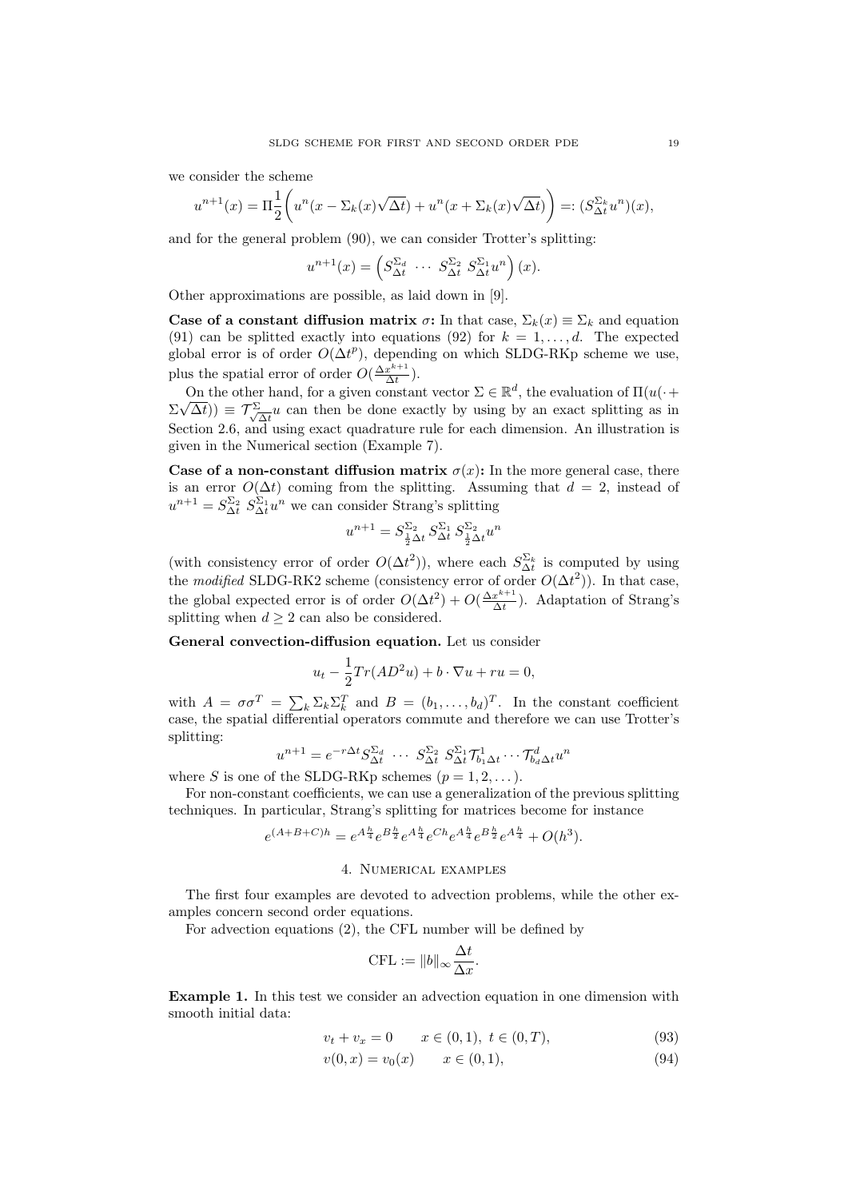we consider the scheme

$$u^{n+1}(x) = \Pi\frac{1}{2}\bigg(u^n(x - \Sigma_k(x)\sqrt{\Delta t}) + u^n(x + \Sigma_k(x)\sqrt{\Delta t})\bigg) =: (S^{\Sigma_k}_{\Delta t} u^n)(x),$$

and for the general problem (90), we can consider Trotter's splitting:

$$u^{n+1}(x) = \left(S^{\Sigma_d}_{\Delta t}\ \cdots\ S^{\Sigma_2}_{\Delta t}\ S^{\Sigma_1}_{\Delta t} u^n\right)(x).$$

Other approximations are possible, as laid down in [9].

**Case of a constant diffusion matrix $\sigma$:** In that case, $\Sigma_k(x) \equiv \Sigma_k$ and equation (91) can be splitted exactly into equations (92) for $k = 1, \ldots, d$. The expected global error is of order $O(\Delta t^p)$, depending on which SLDG-RKp scheme we use, plus the spatial error of order $O(\frac{\Delta x^{k+1}}{\Delta t})$.

On the other hand, for a given constant vector $\Sigma \in \mathbb{R}^d$, the evaluation of $\Pi(u(\cdot + \Sigma\sqrt{\Delta t})) \equiv \mathcal{T}^{\Sigma}_{\sqrt{\Delta t}} u$ can then be done exactly by using by an exact splitting as in Section 2.6, and using exact quadrature rule for each dimension. An illustration is given in the Numerical section (Example 7).

**Case of a non-constant diffusion matrix $\sigma(x)$:** In the more general case, there is an error $O(\Delta t)$ coming from the splitting. Assuming that $d = 2$, instead of $u^{n+1} = S^{\Sigma_2}_{\Delta t}\ S^{\Sigma_1}_{\Delta t} u^n$ we can consider Strang's splitting

$$u^{n+1} = S^{\Sigma_2}_{\frac{1}{2}\Delta t}\, S^{\Sigma_1}_{\Delta t}\, S^{\Sigma_2}_{\frac{1}{2}\Delta t} u^n$$

(with consistency error of order $O(\Delta t^2)$), where each $S^{\Sigma_k}_{\Delta t}$ is computed by using the *modified* SLDG-RK2 scheme (consistency error of order $O(\Delta t^2)$). In that case, the global expected error is of order $O(\Delta t^2) + O(\frac{\Delta x^{k+1}}{\Delta t})$. Adaptation of Strang's splitting when $d \geq 2$ can also be considered.

**General convection-diffusion equation.** Let us consider

$$u_t - \frac{1}{2}Tr(AD^2u) + b\cdot\nabla u + ru = 0,$$

with $A = \sigma\sigma^T = \sum_k \Sigma_k\Sigma_k^T$ and $B = (b_1, \ldots, b_d)^T$. In the constant coefficient case, the spatial differential operators commute and therefore we can use Trotter's splitting:

$$u^{n+1} = e^{-r\Delta t} S^{\Sigma_d}_{\Delta t}\ \cdots\ S^{\Sigma_2}_{\Delta t}\ S^{\Sigma_1}_{\Delta t} \mathcal{T}^1_{b_1\Delta t}\cdots\mathcal{T}^d_{b_d\Delta t} u^n$$

where $S$ is one of the SLDG-RKp schemes ($p = 1, 2, \ldots$).

For non-constant coefficients, we can use a generalization of the previous splitting techniques. In particular, Strang's splitting for matrices become for instance

$$e^{(A+B+C)h} = e^{A\frac{h}{4}} e^{B\frac{h}{2}} e^{A\frac{h}{4}} e^{Ch} e^{A\frac{h}{4}} e^{B\frac{h}{2}} e^{A\frac{h}{4}} + O(h^3).$$

## 4. Numerical examples

The first four examples are devoted to advection problems, while the other examples concern second order equations.

For advection equations (2), the CFL number will be defined by

$$\text{CFL} := \|b\|_\infty \frac{\Delta t}{\Delta x}.$$

**Example 1.** In this test we consider an advection equation in one dimension with smooth initial data:

$$v_t + v_x = 0 \qquad x \in (0,1),\ t \in (0,T), \tag{93}$$

$$v(0,x) = v_0(x) \qquad x \in (0,1), \tag{94}$$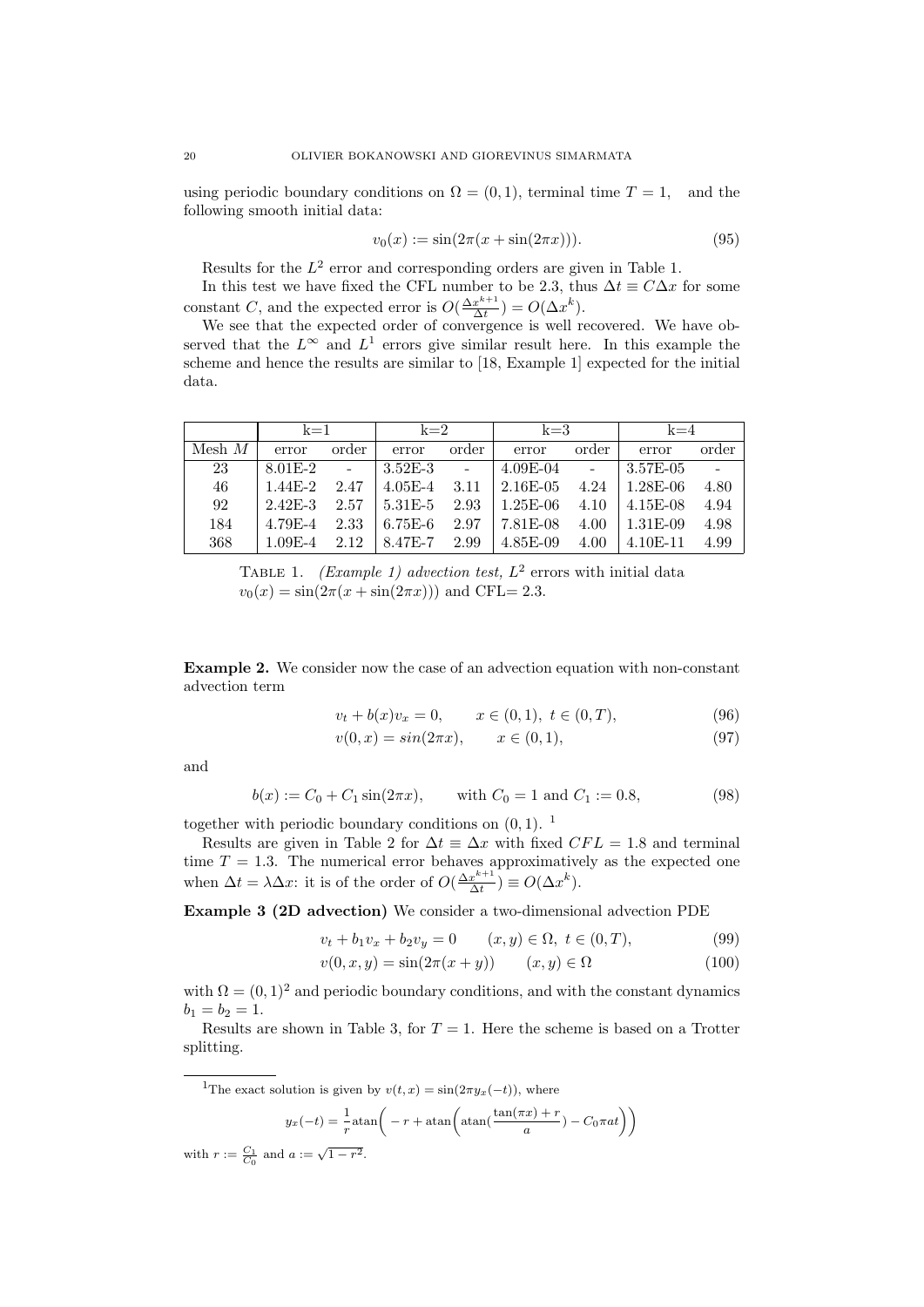using periodic boundary conditions on $\Omega = (0,1)$, terminal time $T = 1$, and the following smooth initial data:

$$v_0(x) := \sin(2\pi(x + \sin(2\pi x))). \tag{95}$$

Results for the $L^2$ error and corresponding orders are given in Table 1.

In this test we have fixed the CFL number to be 2.3, thus $\Delta t \equiv C\Delta x$ for some constant $C$, and the expected error is $O(\frac{\Delta x^{k+1}}{\Delta t}) = O(\Delta x^k)$.

We see that the expected order of convergence is well recovered. We have observed that the $L^\infty$ and $L^1$ errors give similar result here. In this example the scheme and hence the results are similar to [18, Example 1] expected for the initial data.

| | k=1 | | k=2 | | k=3 | | k=4 | |
|---|---|---|---|---|---|---|---|---|
| Mesh $M$ | error | order | error | order | error | order | error | order |
| 23 | 8.01E-2 | - | 3.52E-3 | - | 4.09E-04 | - | 3.57E-05 | - |
| 46 | 1.44E-2 | 2.47 | 4.05E-4 | 3.11 | 2.16E-05 | 4.24 | 1.28E-06 | 4.80 |
| 92 | 2.42E-3 | 2.57 | 5.31E-5 | 2.93 | 1.25E-06 | 4.10 | 4.15E-08 | 4.94 |
| 184 | 4.79E-4 | 2.33 | 6.75E-6 | 2.97 | 7.81E-08 | 4.00 | 1.31E-09 | 4.98 |
| 368 | 1.09E-4 | 2.12 | 8.47E-7 | 2.99 | 4.85E-09 | 4.00 | 4.10E-11 | 4.99 |

Table 1. *(Example 1) advection test,* $L^2$ errors with initial data $v_0(x) = \sin(2\pi(x + \sin(2\pi x)))$ and CFL= 2.3.

**Example 2.** We consider now the case of an advection equation with non-constant advection term

$$v_t + b(x)v_x = 0, \qquad x \in (0,1),\ t \in (0,T), \tag{96}$$

$$v(0,x) = sin(2\pi x), \qquad x \in (0,1), \tag{97}$$

and

$$b(x) := C_0 + C_1 \sin(2\pi x), \qquad \text{with } C_0 = 1 \text{ and } C_1 := 0.8, \tag{98}$$

together with periodic boundary conditions on $(0,1)$. [1]

Results are given in Table 2 for $\Delta t \equiv \Delta x$ with fixed $CFL = 1.8$ and terminal time $T = 1.3$. The numerical error behaves approximatively as the expected one when $\Delta t = \lambda \Delta x$: it is of the order of $O(\frac{\Delta x^{k+1}}{\Delta t}) \equiv O(\Delta x^k)$.

**Example 3 (2D advection)** We consider a two-dimensional advection PDE

$$v_t + b_1 v_x + b_2 v_y = 0 \qquad (x,y) \in \Omega,\ t \in (0,T), \tag{99}$$

$$v(0,x,y) = \sin(2\pi(x+y)) \qquad (x,y) \in \Omega \tag{100}$$

with $\Omega = (0,1)^2$ and periodic boundary conditions, and with the constant dynamics $b_1 = b_2 = 1$.

Results are shown in Table 3, for $T = 1$. Here the scheme is based on a Trotter splitting.

---

[1] The exact solution is given by $v(t,x) = \sin(2\pi y_x(-t))$, where

$$y_x(-t) = \frac{1}{r}\text{atan}\bigg(-r + \text{atan}\Big(\text{atan}(\frac{\tan(\pi x) + r}{a}) - C_0 \pi a t\Big)\bigg)$$

with $r := \frac{C_1}{C_0}$ and $a := \sqrt{1 - r^2}$.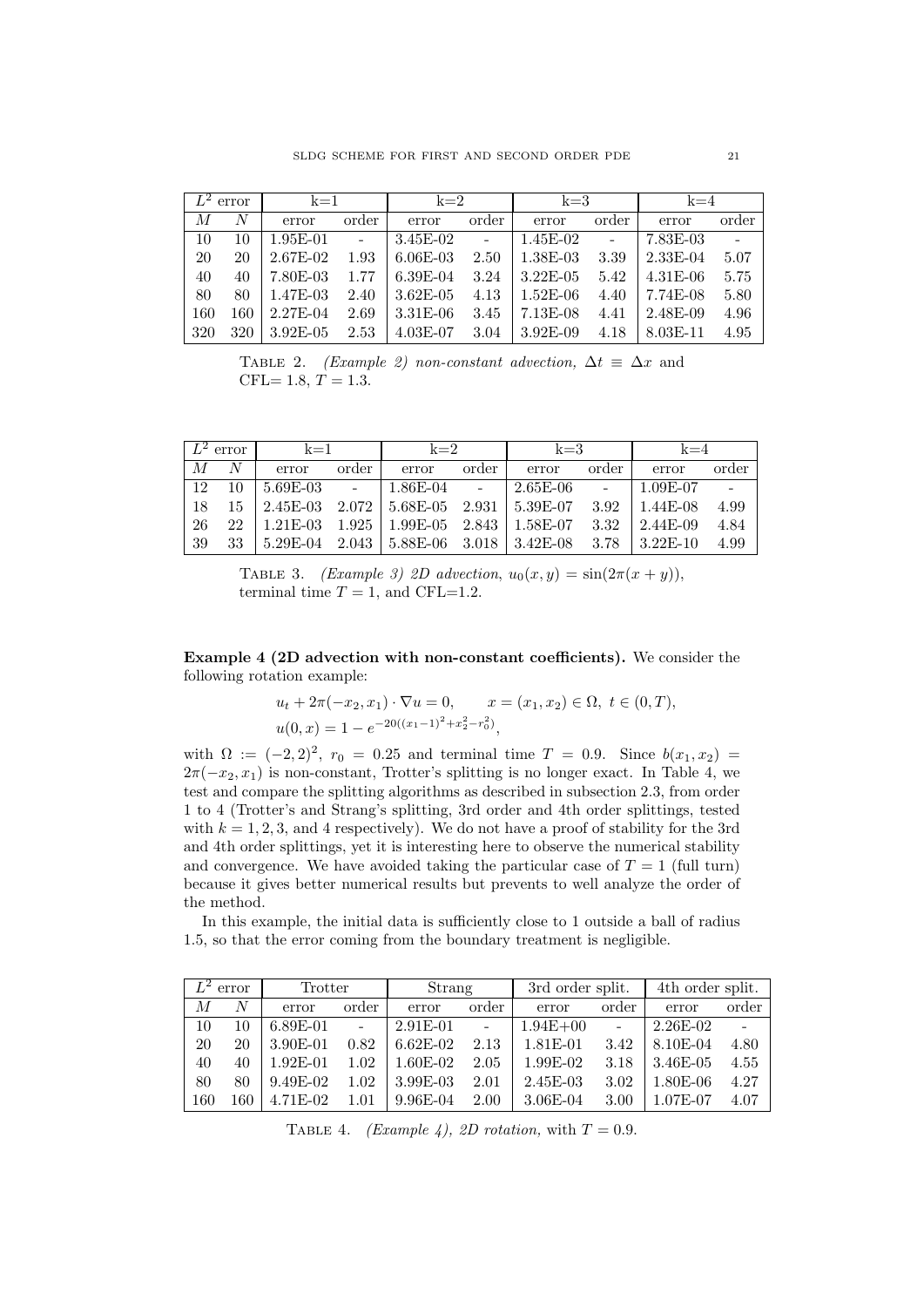| $L^2$ error | | k=1 | | k=2 | | k=3 | | k=4 | |
|---|---|---|---|---|---|---|---|---|---|
| $M$ | $N$ | error | order | error | order | error | order | error | order |
| 10 | 10 | 1.95E-01 | - | 3.45E-02 | - | 1.45E-02 | - | 7.83E-03 | - |
| 20 | 20 | 2.67E-02 | 1.93 | 6.06E-03 | 2.50 | 1.38E-03 | 3.39 | 2.33E-04 | 5.07 |
| 40 | 40 | 7.80E-03 | 1.77 | 6.39E-04 | 3.24 | 3.22E-05 | 5.42 | 4.31E-06 | 5.75 |
| 80 | 80 | 1.47E-03 | 2.40 | 3.62E-05 | 4.13 | 1.52E-06 | 4.40 | 7.74E-08 | 5.80 |
| 160 | 160 | 2.27E-04 | 2.69 | 3.31E-06 | 3.45 | 7.13E-08 | 4.41 | 2.48E-09 | 4.96 |
| 320 | 320 | 3.92E-05 | 2.53 | 4.03E-07 | 3.04 | 3.92E-09 | 4.18 | 8.03E-11 | 4.95 |

Table 2. *(Example 2) non-constant advection,* $\Delta t \equiv \Delta x$ and CFL= 1.8, $T = 1.3$.

| $L^2$ error | | k=1 | | k=2 | | k=3 | | k=4 | |
|---|---|---|---|---|---|---|---|---|---|
| $M$ | $N$ | error | order | error | order | error | order | error | order |
| 12 | 10 | 5.69E-03 | - | 1.86E-04 | - | 2.65E-06 | - | 1.09E-07 | - |
| 18 | 15 | 2.45E-03 | 2.072 | 5.68E-05 | 2.931 | 5.39E-07 | 3.92 | 1.44E-08 | 4.99 |
| 26 | 22 | 1.21E-03 | 1.925 | 1.99E-05 | 2.843 | 1.58E-07 | 3.32 | 2.44E-09 | 4.84 |
| 39 | 33 | 5.29E-04 | 2.043 | 5.88E-06 | 3.018 | 3.42E-08 | 3.78 | 3.22E-10 | 4.99 |

Table 3. *(Example 3) 2D advection,* $u_0(x, y) = \sin(2\pi(x + y))$, terminal time $T = 1$, and CFL=1.2.

**Example 4 (2D advection with non-constant coefficients).** We consider the following rotation example:

$$u_t + 2\pi(-x_2, x_1) \cdot \nabla u = 0, \qquad x = (x_1, x_2) \in \Omega,\ t \in (0, T),$$
$$u(0, x) = 1 - e^{-20((x_1-1)^2 + x_2^2 - r_0^2)},$$

with $\Omega := (-2, 2)^2$, $r_0 = 0.25$ and terminal time $T = 0.9$. Since $b(x_1, x_2) = 2\pi(-x_2, x_1)$ is non-constant, Trotter's splitting is no longer exact. In Table 4, we test and compare the splitting algorithms as described in subsection 2.3, from order 1 to 4 (Trotter's and Strang's splitting, 3rd order and 4th order splittings, tested with $k = 1, 2, 3$, and 4 respectively). We do not have a proof of stability for the 3rd and 4th order splittings, yet it is interesting here to observe the numerical stability and convergence. We have avoided taking the particular case of $T = 1$ (full turn) because it gives better numerical results but prevents to well analyze the order of the method.

In this example, the initial data is sufficiently close to 1 outside a ball of radius 1.5, so that the error coming from the boundary treatment is negligible.

| $L^2$ error | | Trotter | | Strang | | 3rd order split. | | 4th order split. | |
|---|---|---|---|---|---|---|---|---|---|
| $M$ | $N$ | error | order | error | order | error | order | error | order |
| 10 | 10 | 6.89E-01 | - | 2.91E-01 | - | 1.94E+00 | - | 2.26E-02 | - |
| 20 | 20 | 3.90E-01 | 0.82 | 6.62E-02 | 2.13 | 1.81E-01 | 3.42 | 8.10E-04 | 4.80 |
| 40 | 40 | 1.92E-01 | 1.02 | 1.60E-02 | 2.05 | 1.99E-02 | 3.18 | 3.46E-05 | 4.55 |
| 80 | 80 | 9.49E-02 | 1.02 | 3.99E-03 | 2.01 | 2.45E-03 | 3.02 | 1.80E-06 | 4.27 |
| 160 | 160 | 4.71E-02 | 1.01 | 9.96E-04 | 2.00 | 3.06E-04 | 3.00 | 1.07E-07 | 4.07 |

Table 4. *(Example 4), 2D rotation,* with $T = 0.9$.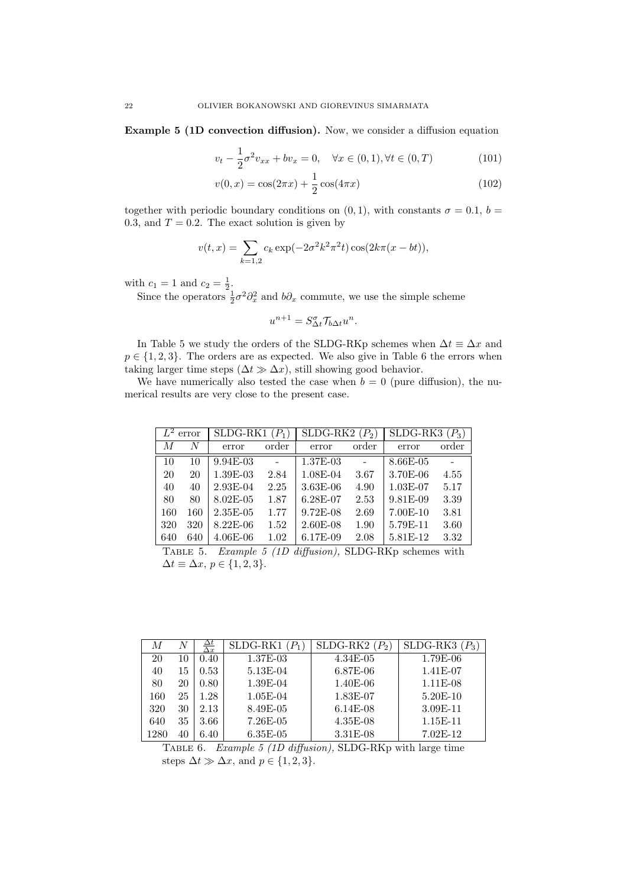**Example 5 (1D convection diffusion).** Now, we consider a diffusion equation

$$v_t - \frac{1}{2}\sigma^2 v_{xx} + b v_x = 0, \quad \forall x \in (0,1), \forall t \in (0,T) \tag{101}$$

$$v(0,x) = \cos(2\pi x) + \frac{1}{2}\cos(4\pi x) \tag{102}$$

together with periodic boundary conditions on $(0,1)$, with constants $\sigma = 0.1$, $b = 0.3$, and $T = 0.2$. The exact solution is given by

$$v(t,x) = \sum_{k=1,2} c_k \exp(-2\sigma^2 k^2 \pi^2 t)\cos(2k\pi(x - bt)),$$

with $c_1 = 1$ and $c_2 = \frac{1}{2}$.

Since the operators $\frac{1}{2}\sigma^2\partial_x^2$ and $b\partial_x$ commute, we use the simple scheme

$$u^{n+1} = S^{\sigma}_{\Delta t}\mathcal{T}_{b\Delta t}u^n.$$

In Table 5 we study the orders of the SLDG-RKp schemes when $\Delta t \equiv \Delta x$ and $p \in \{1,2,3\}$. The orders are as expected. We also give in Table 6 the errors when taking larger time steps ($\Delta t \gg \Delta x$), still showing good behavior.

We have numerically also tested the case when $b = 0$ (pure diffusion), the numerical results are very close to the present case.

| $L^2$ error | | SLDG-RK1 ($P_1$) | | SLDG-RK2 ($P_2$) | | SLDG-RK3 ($P_3$) | |
|---|---|---|---|---|---|---|---|
| $M$ | $N$ | error | order | error | order | error | order |
| 10 | 10 | 9.94E-03 | - | 1.37E-03 | - | 8.66E-05 | - |
| 20 | 20 | 1.39E-03 | 2.84 | 1.08E-04 | 3.67 | 3.70E-06 | 4.55 |
| 40 | 40 | 2.93E-04 | 2.25 | 3.63E-06 | 4.90 | 1.03E-07 | 5.17 |
| 80 | 80 | 8.02E-05 | 1.87 | 6.28E-07 | 2.53 | 9.81E-09 | 3.39 |
| 160 | 160 | 2.35E-05 | 1.77 | 9.72E-08 | 2.69 | 7.00E-10 | 3.81 |
| 320 | 320 | 8.22E-06 | 1.52 | 2.60E-08 | 1.90 | 5.79E-11 | 3.60 |
| 640 | 640 | 4.06E-06 | 1.02 | 6.17E-09 | 2.08 | 5.81E-12 | 3.32 |

TABLE 5. *Example 5 (1D diffusion),* SLDG-RKp schemes with $\Delta t \equiv \Delta x$, $p \in \{1,2,3\}$.

| $M$ | $N$ | $\frac{\Delta t}{\Delta x}$ | SLDG-RK1 ($P_1$) | SLDG-RK2 ($P_2$) | SLDG-RK3 ($P_3$) |
|---|---|---|---|---|---|
| 20 | 10 | 0.40 | 1.37E-03 | 4.34E-05 | 1.79E-06 |
| 40 | 15 | 0.53 | 5.13E-04 | 6.87E-06 | 1.41E-07 |
| 80 | 20 | 0.80 | 1.39E-04 | 1.40E-06 | 1.11E-08 |
| 160 | 25 | 1.28 | 1.05E-04 | 1.83E-07 | 5.20E-10 |
| 320 | 30 | 2.13 | 8.49E-05 | 6.14E-08 | 3.09E-11 |
| 640 | 35 | 3.66 | 7.26E-05 | 4.35E-08 | 1.15E-11 |
| 1280 | 40 | 6.40 | 6.35E-05 | 3.31E-08 | 7.02E-12 |

TABLE 6. *Example 5 (1D diffusion),* SLDG-RKp with large time steps $\Delta t \gg \Delta x$, and $p \in \{1,2,3\}$.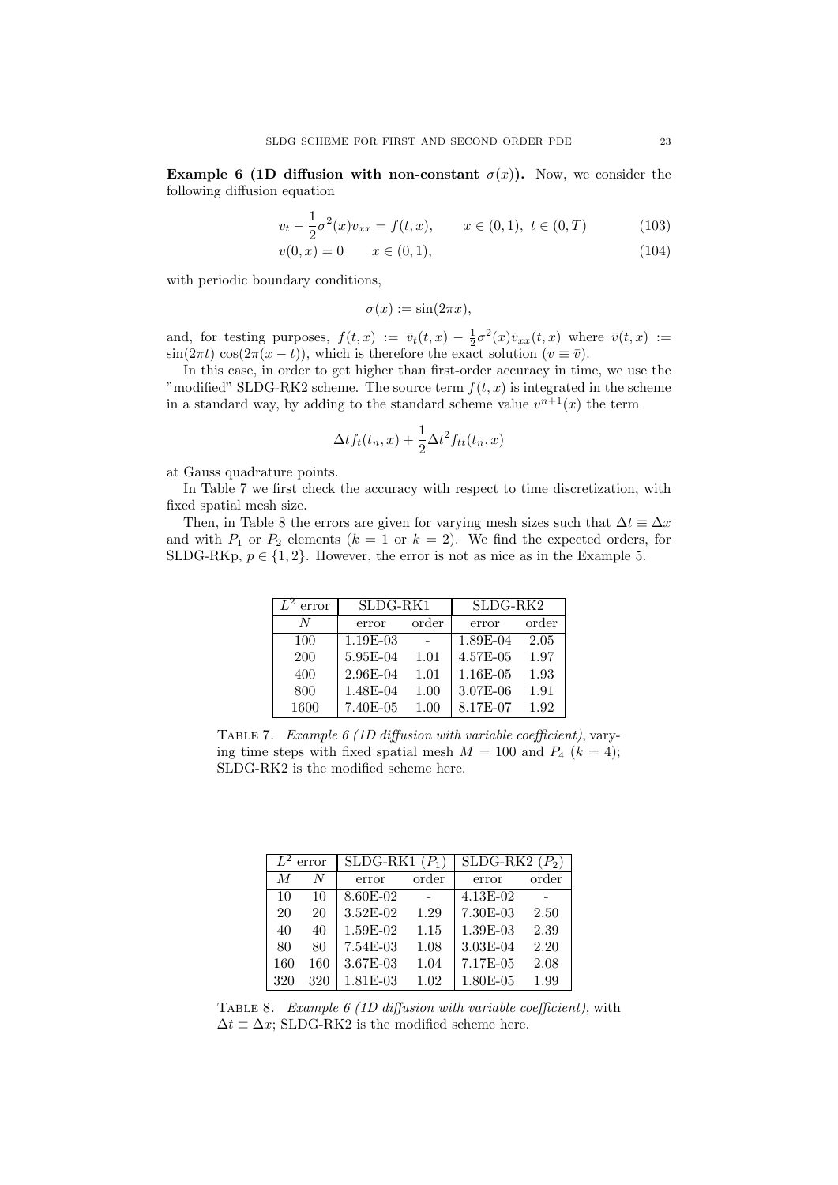**Example 6 (1D diffusion with non-constant $\sigma(x)$).** Now, we consider the following diffusion equation

$$v_t - \frac{1}{2}\sigma^2(x)v_{xx} = f(t,x), \qquad x \in (0,1),\ t \in (0,T) \tag{103}$$

$$v(0,x) = 0 \qquad x \in (0,1), \tag{104}$$

with periodic boundary conditions,

$$\sigma(x) := \sin(2\pi x),$$

and, for testing purposes, $f(t,x) := \bar{v}_t(t,x) - \frac{1}{2}\sigma^2(x)\bar{v}_{xx}(t,x)$ where $\bar{v}(t,x) := \sin(2\pi t)\cos(2\pi(x-t))$, which is therefore the exact solution ($v \equiv \bar{v}$).

In this case, in order to get higher than first-order accuracy in time, we use the "modified" SLDG-RK2 scheme. The source term $f(t,x)$ is integrated in the scheme in a standard way, by adding to the standard scheme value $v^{n+1}(x)$ the term

$$\Delta t f_t(t_n, x) + \frac{1}{2}\Delta t^2 f_{tt}(t_n, x)$$

at Gauss quadrature points.

In Table 7 we first check the accuracy with respect to time discretization, with fixed spatial mesh size.

Then, in Table 8 the errors are given for varying mesh sizes such that $\Delta t \equiv \Delta x$ and with $P_1$ or $P_2$ elements ($k = 1$ or $k = 2$). We find the expected orders, for SLDG-RKp, $p \in \{1, 2\}$. However, the error is not as nice as in the Example 5.

| $L^2$ error | SLDG-RK1 | | SLDG-RK2 | |
|---|---|---|---|---|
| $N$ | error | order | error | order |
| 100 | 1.19E-03 | - | 1.89E-04 | 2.05 |
| 200 | 5.95E-04 | 1.01 | 4.57E-05 | 1.97 |
| 400 | 2.96E-04 | 1.01 | 1.16E-05 | 1.93 |
| 800 | 1.48E-04 | 1.00 | 3.07E-06 | 1.91 |
| 1600 | 7.40E-05 | 1.00 | 8.17E-07 | 1.92 |

TABLE 7. *Example 6 (1D diffusion with variable coefficient)*, varying time steps with fixed spatial mesh $M = 100$ and $P_4$ ($k = 4$); SLDG-RK2 is the modified scheme here.

| $L^2$ error | | SLDG-RK1 ($P_1$) | | SLDG-RK2 ($P_2$) | |
|---|---|---|---|---|---|
| $M$ | $N$ | error | order | error | order |
| 10 | 10 | 8.60E-02 | - | 4.13E-02 | - |
| 20 | 20 | 3.52E-02 | 1.29 | 7.30E-03 | 2.50 |
| 40 | 40 | 1.59E-02 | 1.15 | 1.39E-03 | 2.39 |
| 80 | 80 | 7.54E-03 | 1.08 | 3.03E-04 | 2.20 |
| 160 | 160 | 3.67E-03 | 1.04 | 7.17E-05 | 2.08 |
| 320 | 320 | 1.81E-03 | 1.02 | 1.80E-05 | 1.99 |

TABLE 8. *Example 6 (1D diffusion with variable coefficient)*, with $\Delta t \equiv \Delta x$; SLDG-RK2 is the modified scheme here.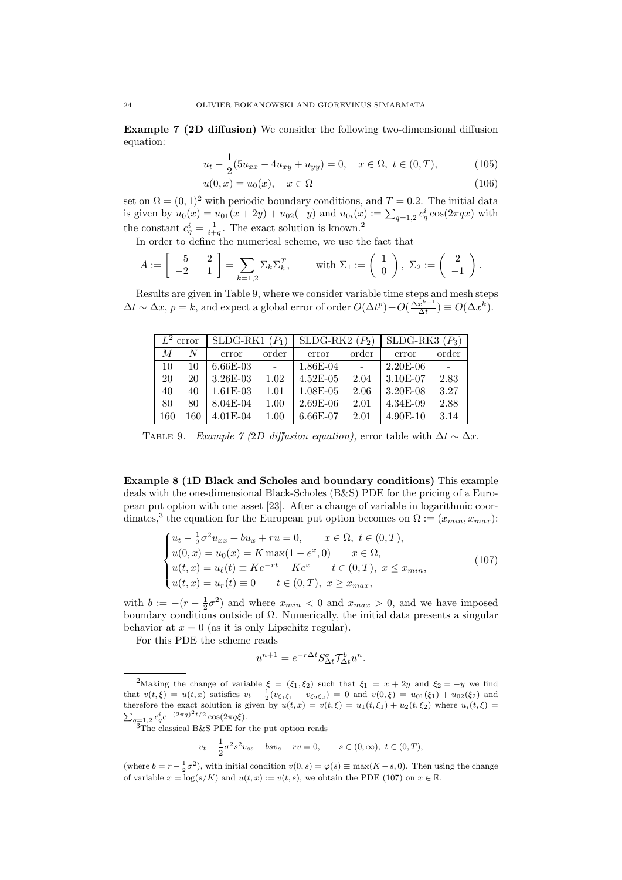**Example 7 (2D diffusion)** We consider the following two-dimensional diffusion equation:

$$u_t - \frac{1}{2}(5u_{xx} - 4u_{xy} + u_{yy}) = 0, \quad x \in \Omega,\ t \in (0,T), \tag{105}$$

$$u(0,x) = u_0(x), \quad x \in \Omega \tag{106}$$

set on $\Omega = (0,1)^2$ with periodic boundary conditions, and $T = 0.2$. The initial data is given by $u_0(x) = u_{01}(x+2y) + u_{02}(-y)$ and $u_{0i}(x) := \sum_{q=1,2} c_q^i \cos(2\pi q x)$ with the constant $c_q^i = \frac{1}{i+q}$. The exact solution is known.[2]

In order to define the numerical scheme, we use the fact that

$$A := \begin{bmatrix} 5 & -2 \\ -2 & 1 \end{bmatrix} = \sum_{k=1,2} \Sigma_k \Sigma_k^T, \qquad \text{with } \Sigma_1 := \begin{pmatrix} 1 \\ 0 \end{pmatrix},\ \Sigma_2 := \begin{pmatrix} 2 \\ -1 \end{pmatrix}.$$

Results are given in Table 9, where we consider variable time steps and mesh steps $\Delta t \sim \Delta x$, $p = k$, and expect a global error of order $O(\Delta t^p) + O(\frac{\Delta x^{k+1}}{\Delta t}) \equiv O(\Delta x^k)$.

| $L^2$ error | | SLDG-RK1 ($P_1$) | | SLDG-RK2 ($P_2$) | | SLDG-RK3 ($P_3$) | |
|---|---|---|---|---|---|---|---|
| $M$ | $N$ | error | order | error | order | error | order |
| 10 | 10 | 6.66E-03 | - | 1.86E-04 | - | 2.20E-06 | - |
| 20 | 20 | 3.26E-03 | 1.02 | 4.52E-05 | 2.04 | 3.10E-07 | 2.83 |
| 40 | 40 | 1.61E-03 | 1.01 | 1.08E-05 | 2.06 | 3.20E-08 | 3.27 |
| 80 | 80 | 8.04E-04 | 1.00 | 2.69E-06 | 2.01 | 4.34E-09 | 2.88 |
| 160 | 160 | 4.01E-04 | 1.00 | 6.66E-07 | 2.01 | 4.90E-10 | 3.14 |

TABLE 9. *Example 7 (2D diffusion equation),* error table with $\Delta t \sim \Delta x$.

**Example 8 (1D Black and Scholes and boundary conditions)** This example deals with the one-dimensional Black-Scholes (B&S) PDE for the pricing of a European put option with one asset [23]. After a change of variable in logarithmic coordinates,[3] the equation for the European put option becomes on $\Omega := (x_{min}, x_{max})$:

$$\begin{cases} u_t - \frac{1}{2}\sigma^2 u_{xx} + b u_x + r u = 0, & x \in \Omega,\ t \in (0,T), \\ u(0,x) = u_0(x) = K \max(1 - e^x, 0) & x \in \Omega, \\ u(t,x) = u_\ell(t) \equiv K e^{-rt} - K e^x & t \in (0,T),\ x \le x_{min}, \\ u(t,x) = u_r(t) \equiv 0 & t \in (0,T),\ x \ge x_{max}, \end{cases} \tag{107}$$

with $b := -(r - \frac{1}{2}\sigma^2)$ and where $x_{min} < 0$ and $x_{max} > 0$, and we have imposed boundary conditions outside of $\Omega$. Numerically, the initial data presents a singular behavior at $x = 0$ (as it is only Lipschitz regular).

For this PDE the scheme reads

$$u^{n+1} = e^{-r\Delta t} S_{\Delta t}^{\sigma} \mathcal{T}_{\Delta t}^{b} u^n.$$

---

[2] Making the change of variable $\xi = (\xi_1, \xi_2)$ such that $\xi_1 = x + 2y$ and $\xi_2 = -y$ we find that $v(t,\xi) = u(t,x)$ satisfies $v_t - \frac{1}{2}(v_{\xi_1\xi_1} + v_{\xi_2\xi_2}) = 0$ and $v(0,\xi) = u_{01}(\xi_1) + u_{02}(\xi_2)$ and therefore the exact solution is given by $u(t,x) = v(t,\xi) = u_1(t,\xi_1) + u_2(t,\xi_2)$ where $u_i(t,\xi) = \sum_{q=1,2} c_q^i e^{-(2\pi q)^2 t/2} \cos(2\pi q \xi)$.

[3] The classical B&S PDE for the put option reads

$$v_t - \frac{1}{2}\sigma^2 s^2 v_{ss} - b s v_s + r v = 0, \qquad s \in (0,\infty),\ t \in (0,T),$$

(where $b = r - \frac{1}{2}\sigma^2$), with initial condition $v(0,s) = \varphi(s) \equiv \max(K - s, 0)$. Then using the change of variable $x = \log(s/K)$ and $u(t,x) := v(t,s)$, we obtain the PDE (107) on $x \in \mathbb{R}$.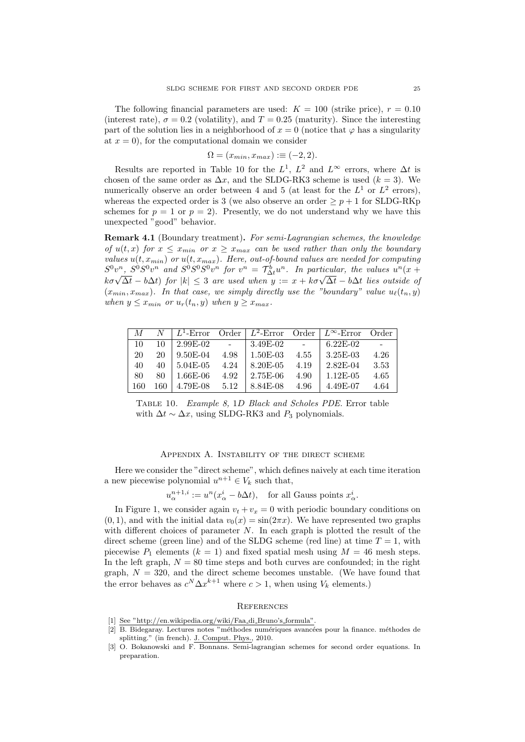The following financial parameters are used: $K = 100$ (strike price), $r = 0.10$ (interest rate), $\sigma = 0.2$ (volatility), and $T = 0.25$ (maturity). Since the interesting part of the solution lies in a neighborhood of $x = 0$ (notice that $\varphi$ has a singularity at $x = 0$), for the computational domain we consider

$$\Omega = (x_{min}, x_{max}) :\equiv (-2, 2).$$

Results are reported in Table 10 for the $L^1$, $L^2$ and $L^\infty$ errors, where $\Delta t$ is chosen of the same order as $\Delta x$, and the SLDG-RK3 scheme is used ($k = 3$). We numerically observe an order between 4 and 5 (at least for the $L^1$ or $L^2$ errors), whereas the expected order is 3 (we also observe an order $\geq p + 1$ for SLDG-RKp schemes for $p = 1$ or $p = 2$). Presently, we do not understand why we have this unexpected "good" behavior.

**Remark 4.1** (Boundary treatment)**.** *For semi-Lagrangian schemes, the knowledge of $u(t, x)$ for $x \leq x_{min}$ or $x \geq x_{max}$ can be used rather than only the boundary values $u(t, x_{min})$ or $u(t, x_{max})$. Here, out-of-bound values are needed for computing $S^0 v^n$, $S^0 S^0 v^n$ and $S^0 S^0 S^0 v^n$ for $v^n = \mathcal{T}^b_{\Delta t} u^n$. In particular, the values $u^n(x + k\sigma\sqrt{\Delta t} - b\Delta t)$ for $|k| \leq 3$ are used when $y := x + k\sigma\sqrt{\Delta t} - b\Delta t$ lies outside of $(x_{min}, x_{max})$. In that case, we simply directly use the "boundary" value $u_\ell(t_n, y)$ when $y \leq x_{min}$ or $u_r(t_n, y)$ when $y \geq x_{max}$.*

| $M$ | $N$ | $L^1$-Error | Order | $L^2$-Error | Order | $L^\infty$-Error | Order |
|---|---|---|---|---|---|---|---|
| 10 | 10 | 2.99E-02 | - | 3.49E-02 | - | 6.22E-02 | - |
| 20 | 20 | 9.50E-04 | 4.98 | 1.50E-03 | 4.55 | 3.25E-03 | 4.26 |
| 40 | 40 | 5.04E-05 | 4.24 | 8.20E-05 | 4.19 | 2.82E-04 | 3.53 |
| 80 | 80 | 1.66E-06 | 4.92 | 2.75E-06 | 4.90 | 1.12E-05 | 4.65 |
| 160 | 160 | 4.79E-08 | 5.12 | 8.84E-08 | 4.96 | 4.49E-07 | 4.64 |

Table 10. *Example 8,* 1*D Black and Scholes PDE.* Error table with $\Delta t \sim \Delta x$, using SLDG-RK3 and $P_3$ polynomials.

## Appendix A. Instability of the direct scheme

Here we consider the "direct scheme", which defines naively at each time iteration a new piecewise polynomial $u^{n+1} \in V_k$ such that,

$$u^{n+1,i}_\alpha := u^n(x^i_\alpha - b\Delta t), \quad \text{for all Gauss points } x^i_\alpha.$$

In Figure 1, we consider again $v_t + v_x = 0$ with periodic boundary conditions on $(0, 1)$, and with the initial data $v_0(x) = \sin(2\pi x)$. We have represented two graphs with different choices of parameter $N$. In each graph is plotted the result of the direct scheme (green line) and of the SLDG scheme (red line) at time $T = 1$, with piecewise $P_1$ elements ($k = 1$) and fixed spatial mesh using $M = 46$ mesh steps. In the left graph, $N = 80$ time steps and both curves are confounded; in the right graph, $N = 320$, and the direct scheme becomes unstable. (We have found that the error behaves as $c^N \Delta x^{k+1}$ where $c > 1$, when using $V_k$ elements.)

## References

[1] See "http://en.wikipedia.org/wiki/Faa_di_Bruno's_formula".

[2] B. Bidegaray. Lectures notes "méthodes numériques avancées pour la finance. méthodes de splitting." (in french). J. Comput. Phys., 2010.

[3] O. Bokanowski and F. Bonnans. Semi-lagrangian schemes for second order equations. In preparation.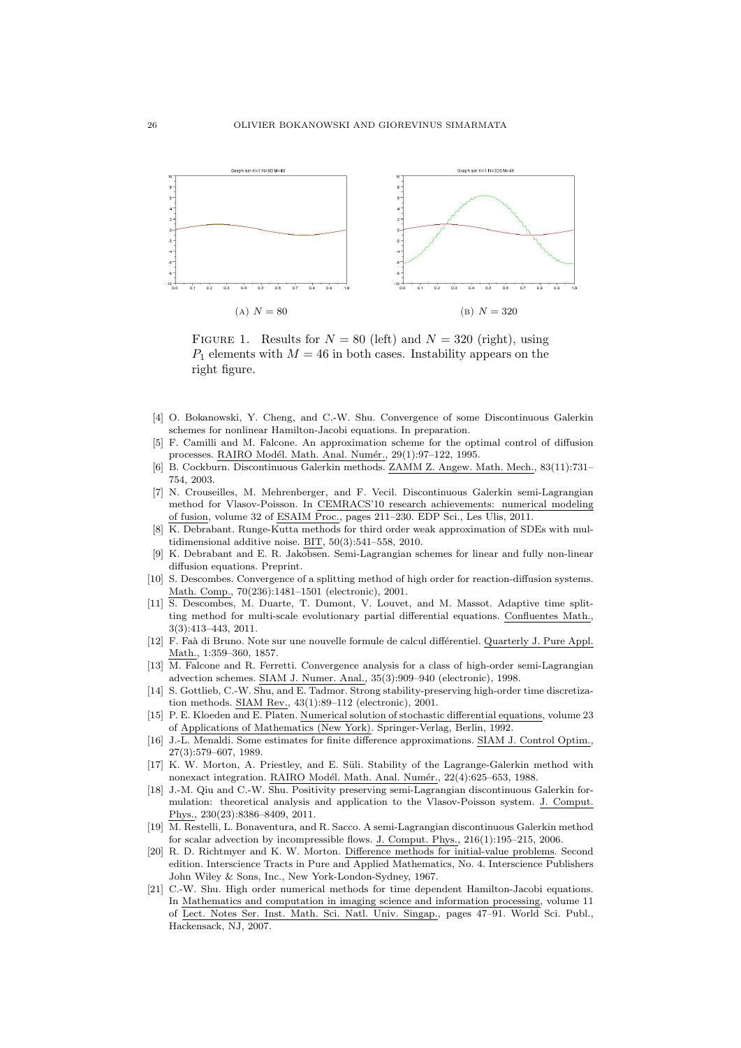(A) $N = 80$

(B) $N = 320$

FIGURE 1. Results for $N = 80$ (left) and $N = 320$ (right), using $P_1$ elements with $M = 46$ in both cases. Instability appears on the right figure.

[4] O. Bokanowski, Y. Cheng, and C.-W. Shu. Convergence of some Discontinuous Galerkin schemes for nonlinear Hamilton-Jacobi equations. In preparation.

[5] F. Camilli and M. Falcone. An approximation scheme for the optimal control of diffusion processes. RAIRO Modél. Math. Anal. Numér., 29(1):97–122, 1995.

[6] B. Cockburn. Discontinuous Galerkin methods. ZAMM Z. Angew. Math. Mech., 83(11):731–754, 2003.

[7] N. Crouseilles, M. Mehrenberger, and F. Vecil. Discontinuous Galerkin semi-Lagrangian method for Vlasov-Poisson. In CEMRACS'10 research achievements: numerical modeling of fusion, volume 32 of ESAIM Proc., pages 211–230. EDP Sci., Les Ulis, 2011.

[8] K. Debrabant. Runge-Kutta methods for third order weak approximation of SDEs with multidimensional additive noise. BIT, 50(3):541–558, 2010.

[9] K. Debrabant and E. R. Jakobsen. Semi-Lagrangian schemes for linear and fully non-linear diffusion equations. Preprint.

[10] S. Descombes. Convergence of a splitting method of high order for reaction-diffusion systems. Math. Comp., 70(236):1481–1501 (electronic), 2001.

[11] S. Descombes, M. Duarte, T. Dumont, V. Louvet, and M. Massot. Adaptive time splitting method for multi-scale evolutionary partial differential equations. Confluentes Math., 3(3):413–443, 2011.

[12] F. Faà di Bruno. Note sur une nouvelle formule de calcul différentiel. Quarterly J. Pure Appl. Math., 1:359–360, 1857.

[13] M. Falcone and R. Ferretti. Convergence analysis for a class of high-order semi-Lagrangian advection schemes. SIAM J. Numer. Anal., 35(3):909–940 (electronic), 1998.

[14] S. Gottlieb, C.-W. Shu, and E. Tadmor. Strong stability-preserving high-order time discretization methods. SIAM Rev., 43(1):89–112 (electronic), 2001.

[15] P. E. Kloeden and E. Platen. Numerical solution of stochastic differential equations, volume 23 of Applications of Mathematics (New York). Springer-Verlag, Berlin, 1992.

[16] J.-L. Menaldi. Some estimates for finite difference approximations. SIAM J. Control Optim., 27(3):579–607, 1989.

[17] K. W. Morton, A. Priestley, and E. Süli. Stability of the Lagrange-Galerkin method with nonexact integration. RAIRO Modél. Math. Anal. Numér., 22(4):625–653, 1988.

[18] J.-M. Qiu and C.-W. Shu. Positivity preserving semi-Lagrangian discontinuous Galerkin formulation: theoretical analysis and application to the Vlasov-Poisson system. J. Comput. Phys., 230(23):8386–8409, 2011.

[19] M. Restelli, L. Bonaventura, and R. Sacco. A semi-Lagrangian discontinuous Galerkin method for scalar advection by incompressible flows. J. Comput. Phys., 216(1):195–215, 2006.

[20] R. D. Richtmyer and K. W. Morton. Difference methods for initial-value problems. Second edition. Interscience Tracts in Pure and Applied Mathematics, No. 4. Interscience Publishers John Wiley & Sons, Inc., New York-London-Sydney, 1967.

[21] C.-W. Shu. High order numerical methods for time dependent Hamilton-Jacobi equations. In Mathematics and computation in imaging science and information processing, volume 11 of Lect. Notes Ser. Inst. Math. Sci. Natl. Univ. Singap., pages 47–91. World Sci. Publ., Hackensack, NJ, 2007.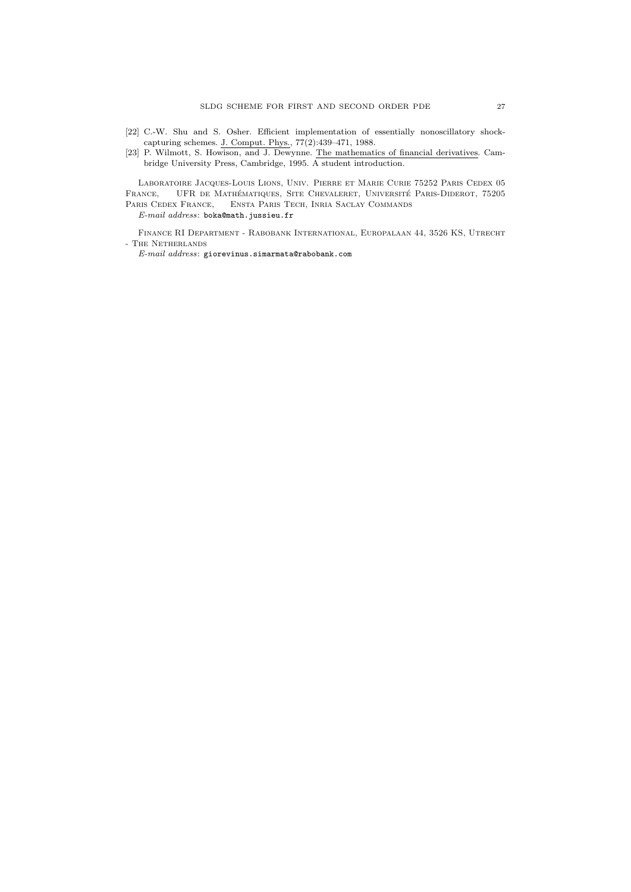[22] C.-W. Shu and S. Osher. Efficient implementation of essentially nonoscillatory shock-capturing schemes. J. Comput. Phys., 77(2):439–471, 1988.

[23] P. Wilmott, S. Howison, and J. Dewynne. The mathematics of financial derivatives. Cambridge University Press, Cambridge, 1995. A student introduction.

Laboratoire Jacques-Louis Lions, Univ. Pierre et Marie Curie 75252 Paris Cedex 05 France, UFR de Mathématiques, Site Chevaleret, Université Paris-Diderot, 75205 Paris Cedex France, Ensta Paris Tech, Inria Saclay Commands

*E-mail address*: boka@math.jussieu.fr

Finance RI Department - Rabobank International, Europalaan 44, 3526 KS, Utrecht - The Netherlands

*E-mail address*: giorevinus.simarmata@rabobank.com